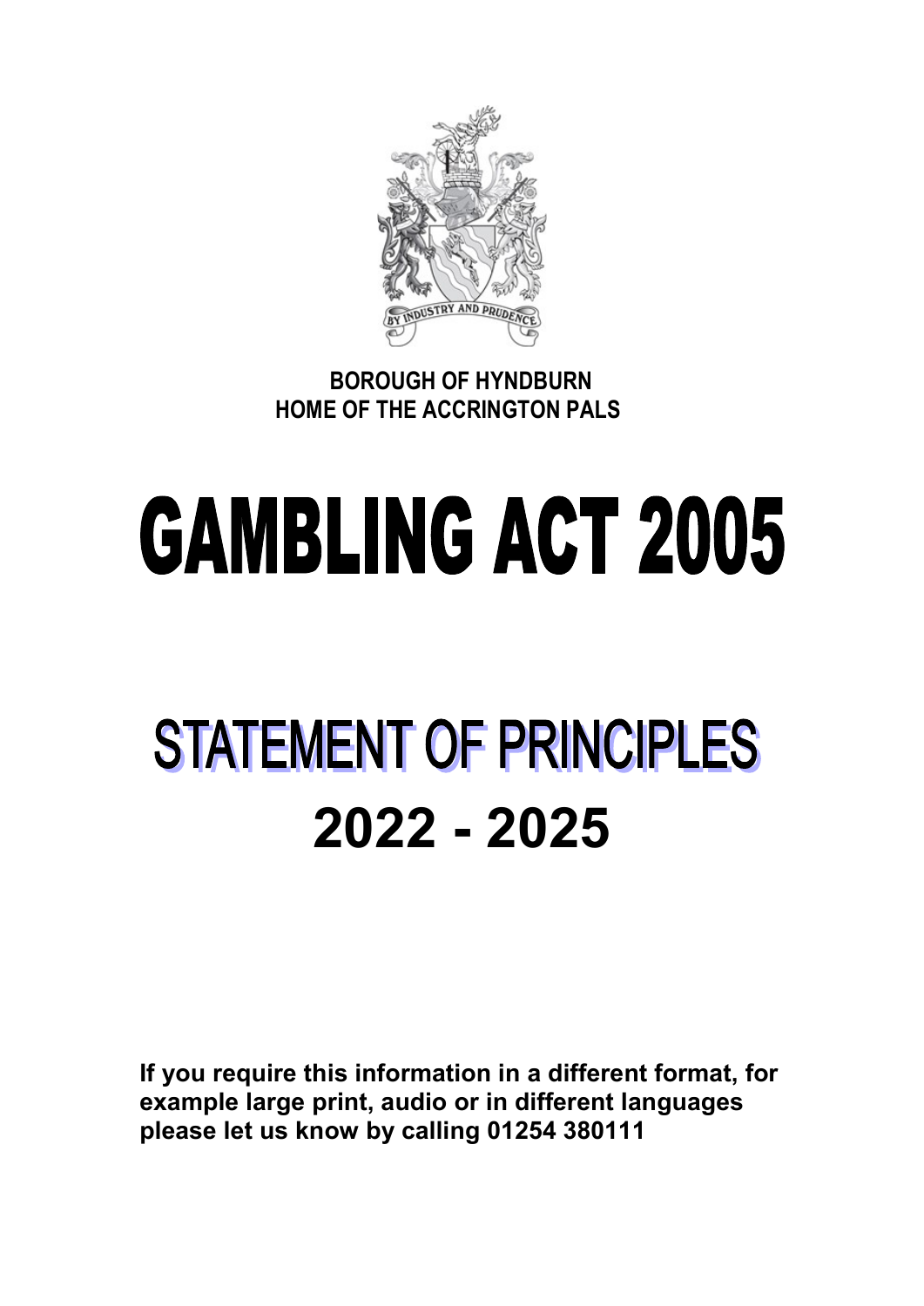BY INDUSTRY AND PRUDENCE

**BOROUGH OF HYNDBURN**
**HOME OF THE ACCRINGTON PALS**

# GAMBLING ACT 2005

# STATEMENT OF PRINCIPLES

# 2022 - 2025

**If you require this information in a different format, for example large print, audio or in different languages please let us know by calling 01254 380111**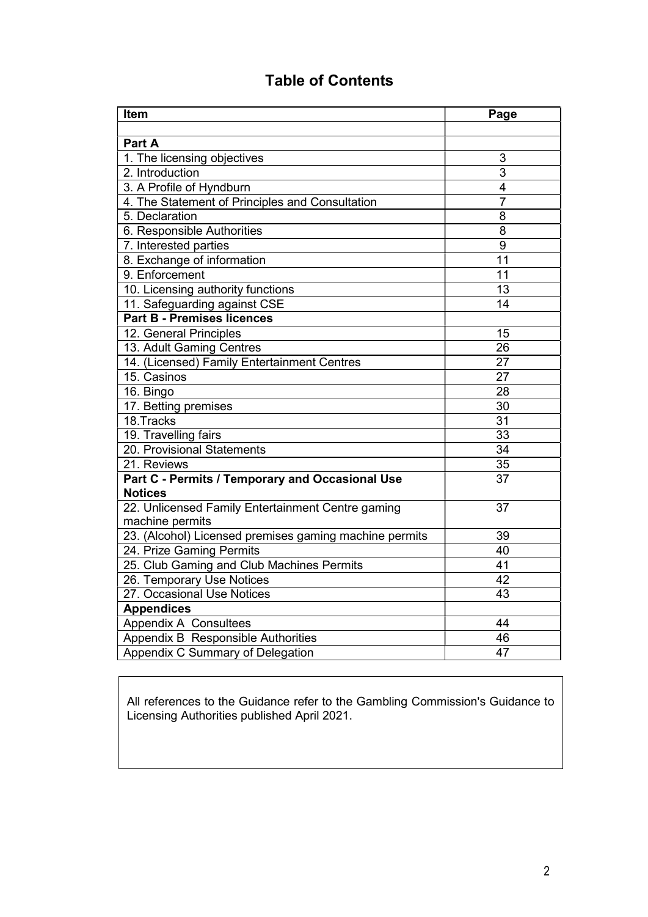# Table of Contents

| Item | Page |
| --- | --- |
| | |
| **Part A** | |
| 1. The licensing objectives | 3 |
| 2. Introduction | 3 |
| 3. A Profile of Hyndburn | 4 |
| 4. The Statement of Principles and Consultation | 7 |
| 5. Declaration | 8 |
| 6. Responsible Authorities | 8 |
| 7. Interested parties | 9 |
| 8. Exchange of information | 11 |
| 9. Enforcement | 11 |
| 10. Licensing authority functions | 13 |
| 11. Safeguarding against CSE | 14 |
| **Part B - Premises licences** | |
| 12. General Principles | 15 |
| 13. Adult Gaming Centres | 26 |
| 14. (Licensed) Family Entertainment Centres | 27 |
| 15. Casinos | 27 |
| 16. Bingo | 28 |
| 17. Betting premises | 30 |
| 18.Tracks | 31 |
| 19. Travelling fairs | 33 |
| 20. Provisional Statements | 34 |
| 21. Reviews | 35 |
| **Part C - Permits / Temporary and Occasional Use Notices** | 37 |
| 22. Unlicensed Family Entertainment Centre gaming machine permits | 37 |
| 23. (Alcohol) Licensed premises gaming machine permits | 39 |
| 24. Prize Gaming Permits | 40 |
| 25. Club Gaming and Club Machines Permits | 41 |
| 26. Temporary Use Notices | 42 |
| 27. Occasional Use Notices | 43 |
| **Appendices** | |
| Appendix A Consultees | 44 |
| Appendix B Responsible Authorities | 46 |
| Appendix C Summary of Delegation | 47 |

All references to the Guidance refer to the Gambling Commission's Guidance to Licensing Authorities published April 2021.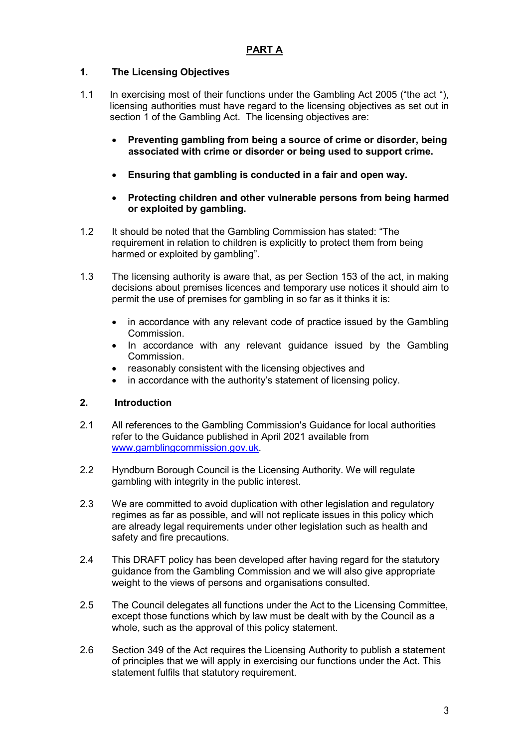# PART A

## 1. The Licensing Objectives

1.1 In exercising most of their functions under the Gambling Act 2005 ("the act "), licensing authorities must have regard to the licensing objectives as set out in section 1 of the Gambling Act. The licensing objectives are:

- **Preventing gambling from being a source of crime or disorder, being associated with crime or disorder or being used to support crime.**
- **Ensuring that gambling is conducted in a fair and open way.**
- **Protecting children and other vulnerable persons from being harmed or exploited by gambling.**

1.2 It should be noted that the Gambling Commission has stated: "The requirement in relation to children is explicitly to protect them from being harmed or exploited by gambling".

1.3 The licensing authority is aware that, as per Section 153 of the act, in making decisions about premises licences and temporary use notices it should aim to permit the use of premises for gambling in so far as it thinks it is:

- in accordance with any relevant code of practice issued by the Gambling Commission.
- In accordance with any relevant guidance issued by the Gambling Commission.
- reasonably consistent with the licensing objectives and
- in accordance with the authority's statement of licensing policy.

## 2. Introduction

2.1 All references to the Gambling Commission's Guidance for local authorities refer to the Guidance published in April 2021 available from [www.gamblingcommission.gov.uk](http://www.gamblingcommission.gov.uk).

2.2 Hyndburn Borough Council is the Licensing Authority. We will regulate gambling with integrity in the public interest.

2.3 We are committed to avoid duplication with other legislation and regulatory regimes as far as possible, and will not replicate issues in this policy which are already legal requirements under other legislation such as health and safety and fire precautions.

2.4 This DRAFT policy has been developed after having regard for the statutory guidance from the Gambling Commission and we will also give appropriate weight to the views of persons and organisations consulted.

2.5 The Council delegates all functions under the Act to the Licensing Committee, except those functions which by law must be dealt with by the Council as a whole, such as the approval of this policy statement.

2.6 Section 349 of the Act requires the Licensing Authority to publish a statement of principles that we will apply in exercising our functions under the Act. This statement fulfils that statutory requirement.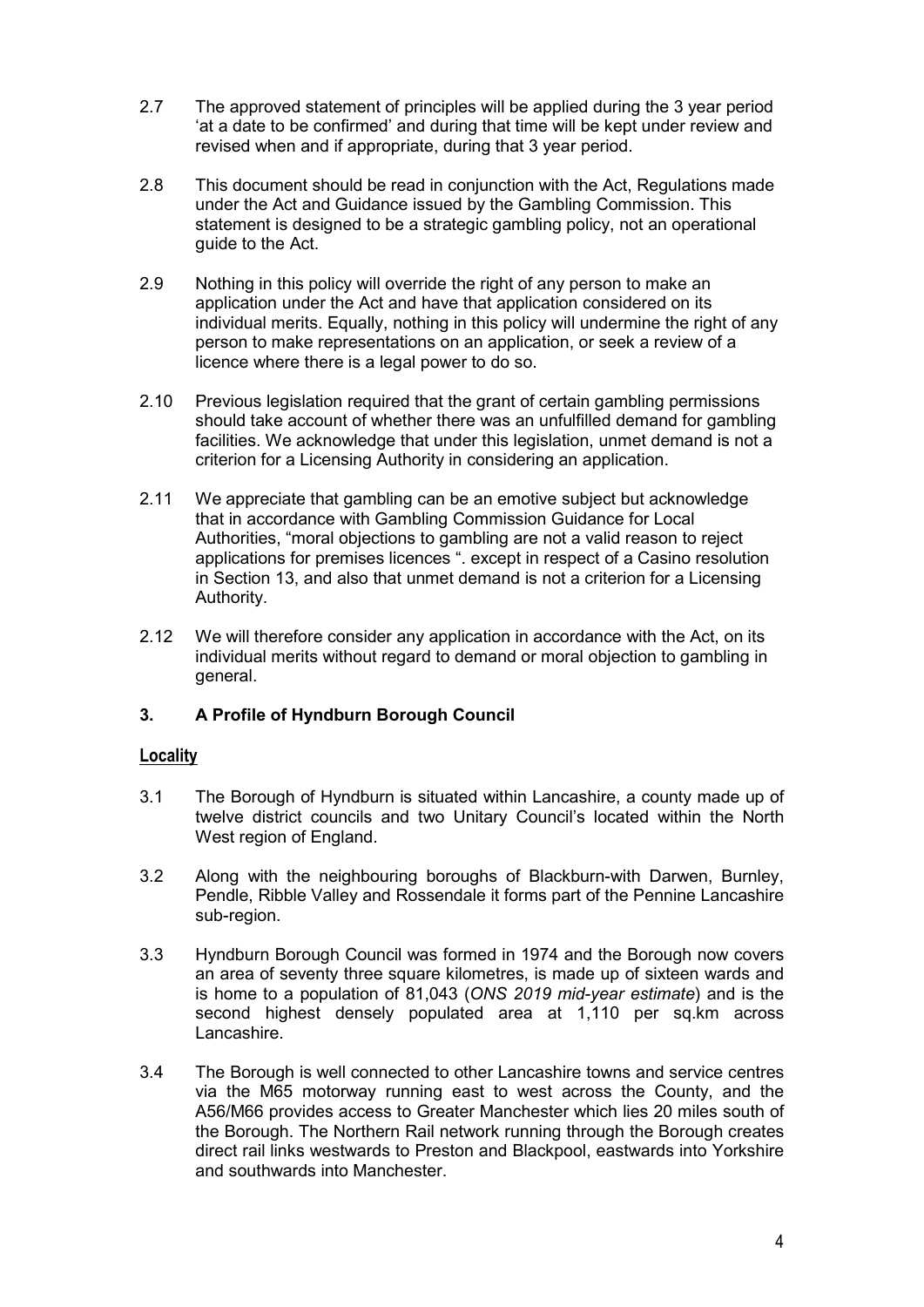2.7 The approved statement of principles will be applied during the 3 year period 'at a date to be confirmed' and during that time will be kept under review and revised when and if appropriate, during that 3 year period.

2.8 This document should be read in conjunction with the Act, Regulations made under the Act and Guidance issued by the Gambling Commission. This statement is designed to be a strategic gambling policy, not an operational guide to the Act.

2.9 Nothing in this policy will override the right of any person to make an application under the Act and have that application considered on its individual merits. Equally, nothing in this policy will undermine the right of any person to make representations on an application, or seek a review of a licence where there is a legal power to do so.

2.10 Previous legislation required that the grant of certain gambling permissions should take account of whether there was an unfulfilled demand for gambling facilities. We acknowledge that under this legislation, unmet demand is not a criterion for a Licensing Authority in considering an application.

2.11 We appreciate that gambling can be an emotive subject but acknowledge that in accordance with Gambling Commission Guidance for Local Authorities, "moral objections to gambling are not a valid reason to reject applications for premises licences ". except in respect of a Casino resolution in Section 13, and also that unmet demand is not a criterion for a Licensing Authority.

2.12 We will therefore consider any application in accordance with the Act, on its individual merits without regard to demand or moral objection to gambling in general.

## 3. A Profile of Hyndburn Borough Council

### Locality

3.1 The Borough of Hyndburn is situated within Lancashire, a county made up of twelve district councils and two Unitary Council's located within the North West region of England.

3.2 Along with the neighbouring boroughs of Blackburn-with Darwen, Burnley, Pendle, Ribble Valley and Rossendale it forms part of the Pennine Lancashire sub-region.

3.3 Hyndburn Borough Council was formed in 1974 and the Borough now covers an area of seventy three square kilometres, is made up of sixteen wards and is home to a population of 81,043 (*ONS 2019 mid-year estimate*) and is the second highest densely populated area at 1,110 per sq.km across Lancashire.

3.4 The Borough is well connected to other Lancashire towns and service centres via the M65 motorway running east to west across the County, and the A56/M66 provides access to Greater Manchester which lies 20 miles south of the Borough. The Northern Rail network running through the Borough creates direct rail links westwards to Preston and Blackpool, eastwards into Yorkshire and southwards into Manchester.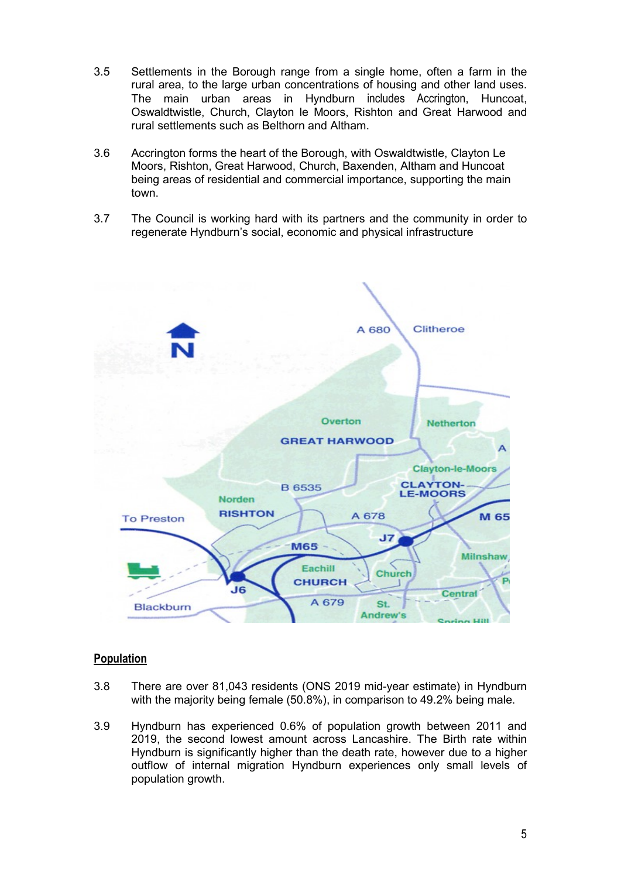3.5 Settlements in the Borough range from a single home, often a farm in the rural area, to the large urban concentrations of housing and other land uses. The main urban areas in Hyndburn includes Accrington, Huncoat, Oswaldtwistle, Church, Clayton le Moors, Rishton and Great Harwood and rural settlements such as Belthorn and Altham.

3.6 Accrington forms the heart of the Borough, with Oswaldtwistle, Clayton Le Moors, Rishton, Great Harwood, Church, Baxenden, Altham and Huncoat being areas of residential and commercial importance, supporting the main town.

3.7 The Council is working hard with its partners and the community in order to regenerate Hyndburn's social, economic and physical infrastructure

## Population

3.8 There are over 81,043 residents (ONS 2019 mid-year estimate) in Hyndburn with the majority being female (50.8%), in comparison to 49.2% being male.

3.9 Hyndburn has experienced 0.6% of population growth between 2011 and 2019, the second lowest amount across Lancashire. The Birth rate within Hyndburn is significantly higher than the death rate, however due to a higher outflow of internal migration Hyndburn experiences only small levels of population growth.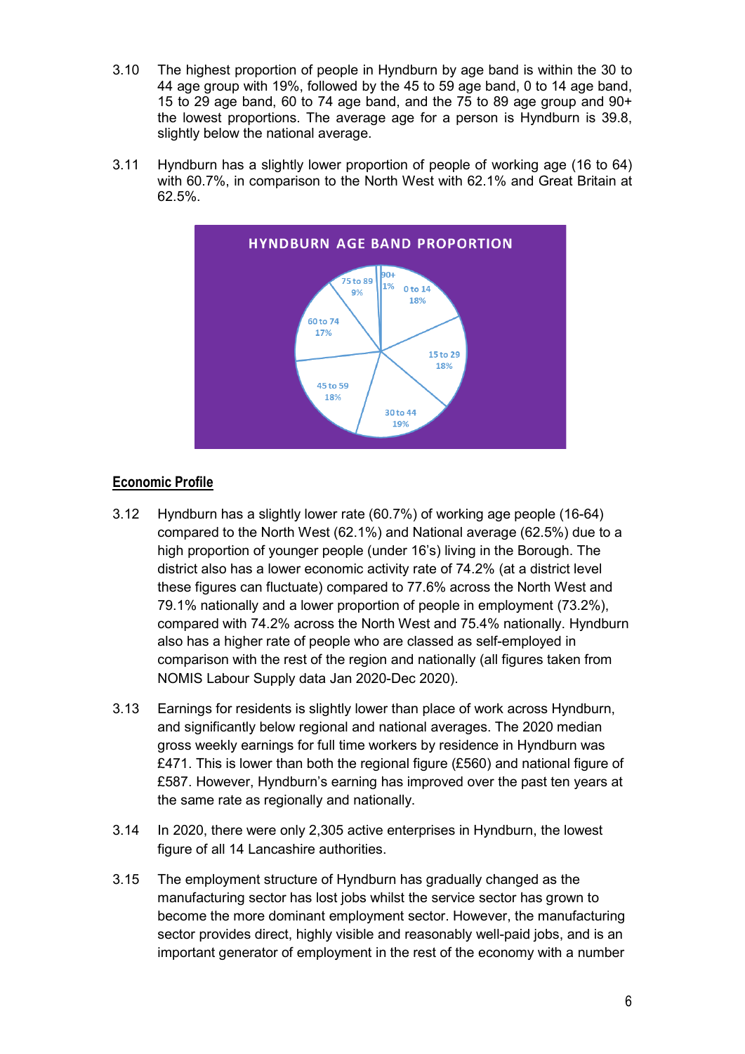3.10 The highest proportion of people in Hyndburn by age band is within the 30 to 44 age group with 19%, followed by the 45 to 59 age band, 0 to 14 age band, 15 to 29 age band, 60 to 74 age band, and the 75 to 89 age group and 90+ the lowest proportions. The average age for a person is Hyndburn is 39.8, slightly below the national average.

3.11 Hyndburn has a slightly lower proportion of people of working age (16 to 64) with 60.7%, in comparison to the North West with 62.1% and Great Britain at 62.5%.

**HYNDBURN AGE BAND PROPORTION**

| Age band | Proportion |
|---|---|
| 0 to 14 | 18% |
| 15 to 29 | 18% |
| 30 to 44 | 19% |
| 45 to 59 | 18% |
| 60 to 74 | 17% |
| 75 to 89 | 9% |
| 90+ | 1% |

## Economic Profile

3.12 Hyndburn has a slightly lower rate (60.7%) of working age people (16-64) compared to the North West (62.1%) and National average (62.5%) due to a high proportion of younger people (under 16's) living in the Borough. The district also has a lower economic activity rate of 74.2% (at a district level these figures can fluctuate) compared to 77.6% across the North West and 79.1% nationally and a lower proportion of people in employment (73.2%), compared with 74.2% across the North West and 75.4% nationally. Hyndburn also has a higher rate of people who are classed as self-employed in comparison with the rest of the region and nationally (all figures taken from NOMIS Labour Supply data Jan 2020-Dec 2020).

3.13 Earnings for residents is slightly lower than place of work across Hyndburn, and significantly below regional and national averages. The 2020 median gross weekly earnings for full time workers by residence in Hyndburn was £471. This is lower than both the regional figure (£560) and national figure of £587. However, Hyndburn's earning has improved over the past ten years at the same rate as regionally and nationally.

3.14 In 2020, there were only 2,305 active enterprises in Hyndburn, the lowest figure of all 14 Lancashire authorities.

3.15 The employment structure of Hyndburn has gradually changed as the manufacturing sector has lost jobs whilst the service sector has grown to become the more dominant employment sector. However, the manufacturing sector provides direct, highly visible and reasonably well-paid jobs, and is an important generator of employment in the rest of the economy with a number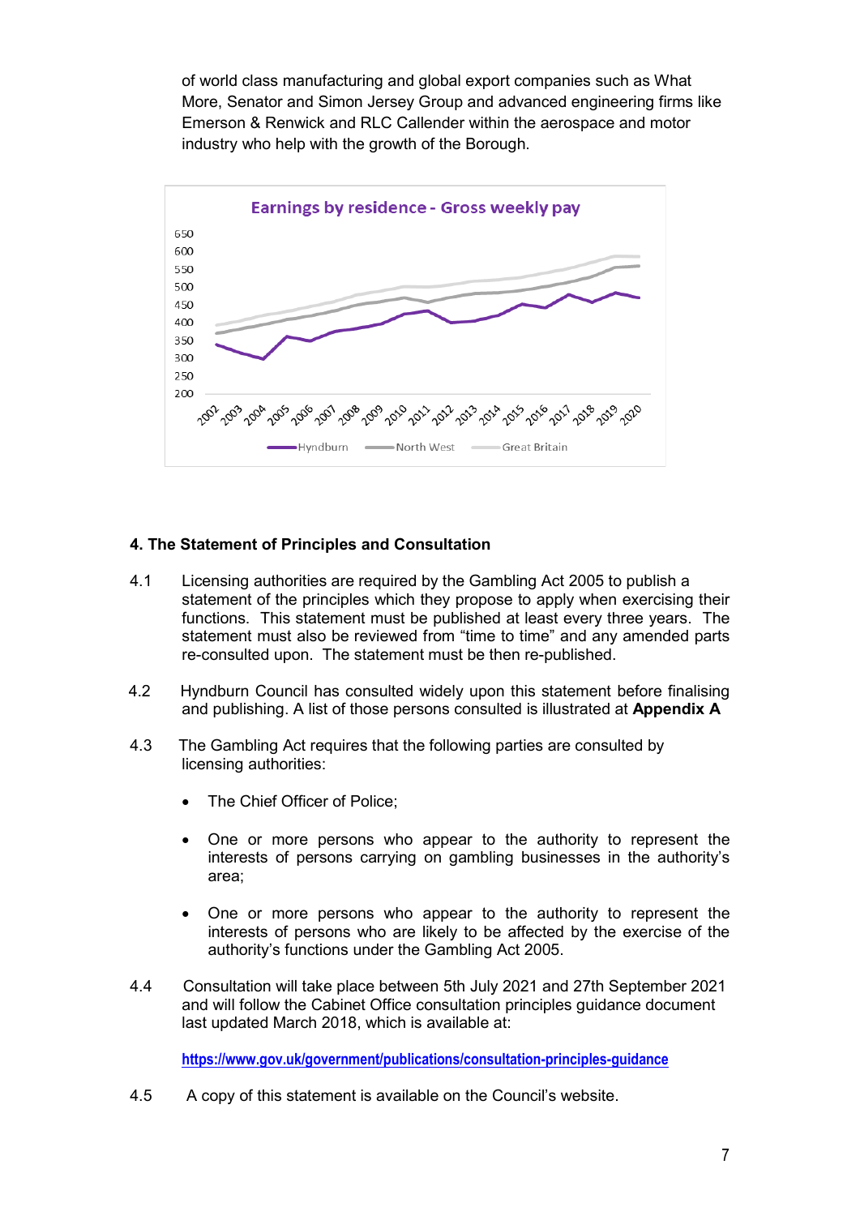of world class manufacturing and global export companies such as What More, Senator and Simon Jersey Group and advanced engineering firms like Emerson & Renwick and RLC Callender within the aerospace and motor industry who help with the growth of the Borough.

## 4. The Statement of Principles and Consultation

4.1 Licensing authorities are required by the Gambling Act 2005 to publish a statement of the principles which they propose to apply when exercising their functions. This statement must be published at least every three years. The statement must also be reviewed from "time to time" and any amended parts re-consulted upon. The statement must be then re-published.

4.2 Hyndburn Council has consulted widely upon this statement before finalising and publishing. A list of those persons consulted is illustrated at **Appendix A**

4.3 The Gambling Act requires that the following parties are consulted by licensing authorities:

- The Chief Officer of Police;
- One or more persons who appear to the authority to represent the interests of persons carrying on gambling businesses in the authority's area;
- One or more persons who appear to the authority to represent the interests of persons who are likely to be affected by the exercise of the authority's functions under the Gambling Act 2005.

4.4 Consultation will take place between 5th July 2021 and 27th September 2021 and will follow the Cabinet Office consultation principles guidance document last updated March 2018, which is available at:

https://www.gov.uk/government/publications/consultation-principles-guidance

4.5 A copy of this statement is available on the Council's website.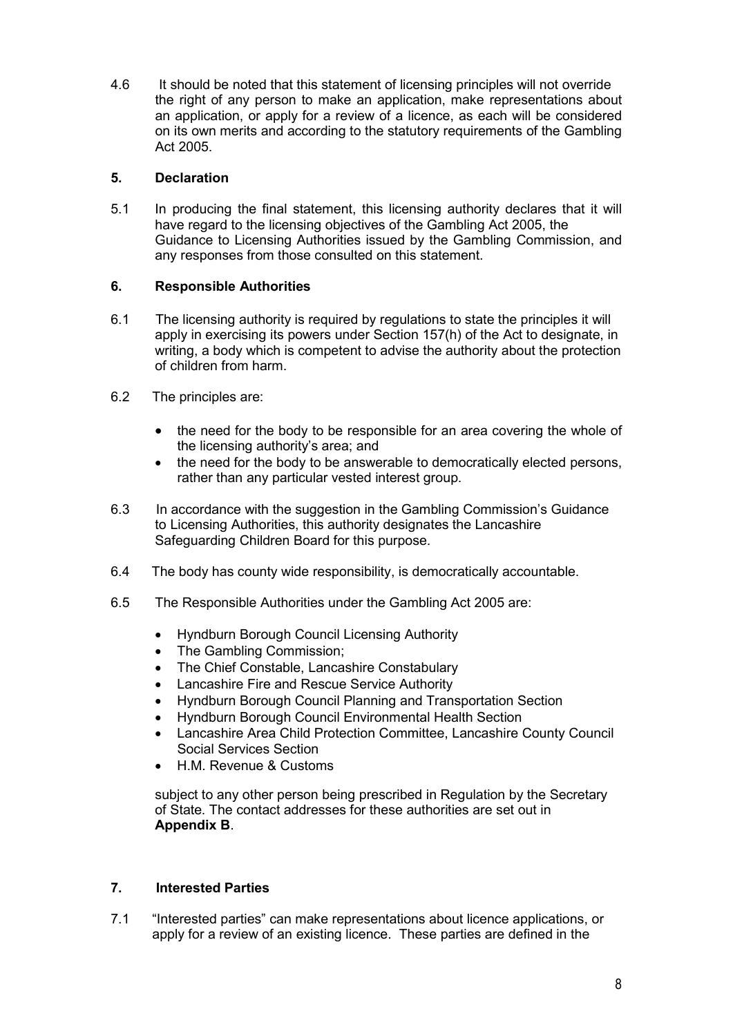4.6 It should be noted that this statement of licensing principles will not override the right of any person to make an application, make representations about an application, or apply for a review of a licence, as each will be considered on its own merits and according to the statutory requirements of the Gambling Act 2005.

## 5. Declaration

5.1 In producing the final statement, this licensing authority declares that it will have regard to the licensing objectives of the Gambling Act 2005, the Guidance to Licensing Authorities issued by the Gambling Commission, and any responses from those consulted on this statement.

## 6. Responsible Authorities

6.1 The licensing authority is required by regulations to state the principles it will apply in exercising its powers under Section 157(h) of the Act to designate, in writing, a body which is competent to advise the authority about the protection of children from harm.

6.2 The principles are:

- the need for the body to be responsible for an area covering the whole of the licensing authority's area; and
- the need for the body to be answerable to democratically elected persons, rather than any particular vested interest group.

6.3 In accordance with the suggestion in the Gambling Commission's Guidance to Licensing Authorities, this authority designates the Lancashire Safeguarding Children Board for this purpose.

6.4 The body has county wide responsibility, is democratically accountable.

6.5 The Responsible Authorities under the Gambling Act 2005 are:

- Hyndburn Borough Council Licensing Authority
- The Gambling Commission;
- The Chief Constable, Lancashire Constabulary
- Lancashire Fire and Rescue Service Authority
- Hyndburn Borough Council Planning and Transportation Section
- Hyndburn Borough Council Environmental Health Section
- Lancashire Area Child Protection Committee, Lancashire County Council Social Services Section
- H.M. Revenue & Customs

subject to any other person being prescribed in Regulation by the Secretary of State. The contact addresses for these authorities are set out in **Appendix B**.

## 7. Interested Parties

7.1 "Interested parties" can make representations about licence applications, or apply for a review of an existing licence. These parties are defined in the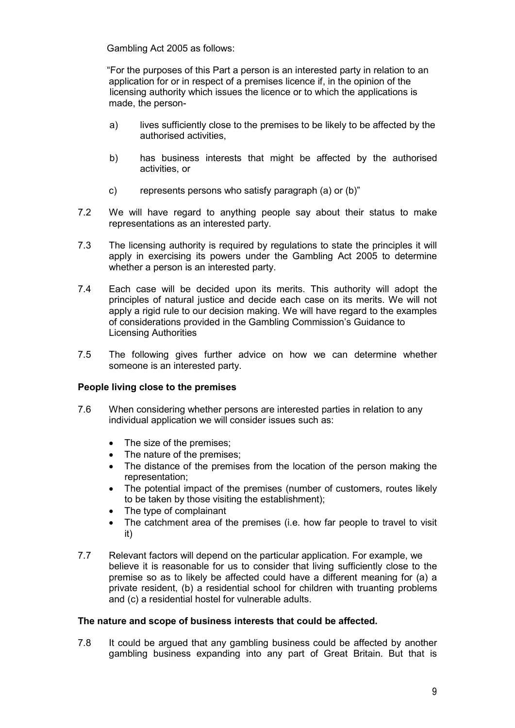Gambling Act 2005 as follows:

"For the purposes of this Part a person is an interested party in relation to an application for or in respect of a premises licence if, in the opinion of the licensing authority which issues the licence or to which the applications is made, the person-

a) lives sufficiently close to the premises to be likely to be affected by the authorised activities,

b) has business interests that might be affected by the authorised activities, or

c) represents persons who satisfy paragraph (a) or (b)"

7.2 We will have regard to anything people say about their status to make representations as an interested party.

7.3 The licensing authority is required by regulations to state the principles it will apply in exercising its powers under the Gambling Act 2005 to determine whether a person is an interested party.

7.4 Each case will be decided upon its merits. This authority will adopt the principles of natural justice and decide each case on its merits. We will not apply a rigid rule to our decision making. We will have regard to the examples of considerations provided in the Gambling Commission's Guidance to Licensing Authorities

7.5 The following gives further advice on how we can determine whether someone is an interested party.

**People living close to the premises**

7.6 When considering whether persons are interested parties in relation to any individual application we will consider issues such as:

- The size of the premises;
- The nature of the premises;
- The distance of the premises from the location of the person making the representation;
- The potential impact of the premises (number of customers, routes likely to be taken by those visiting the establishment);
- The type of complainant
- The catchment area of the premises (i.e. how far people to travel to visit it)

7.7 Relevant factors will depend on the particular application. For example, we believe it is reasonable for us to consider that living sufficiently close to the premise so as to likely be affected could have a different meaning for (a) a private resident, (b) a residential school for children with truanting problems and (c) a residential hostel for vulnerable adults.

**The nature and scope of business interests that could be affected.**

7.8 It could be argued that any gambling business could be affected by another gambling business expanding into any part of Great Britain. But that is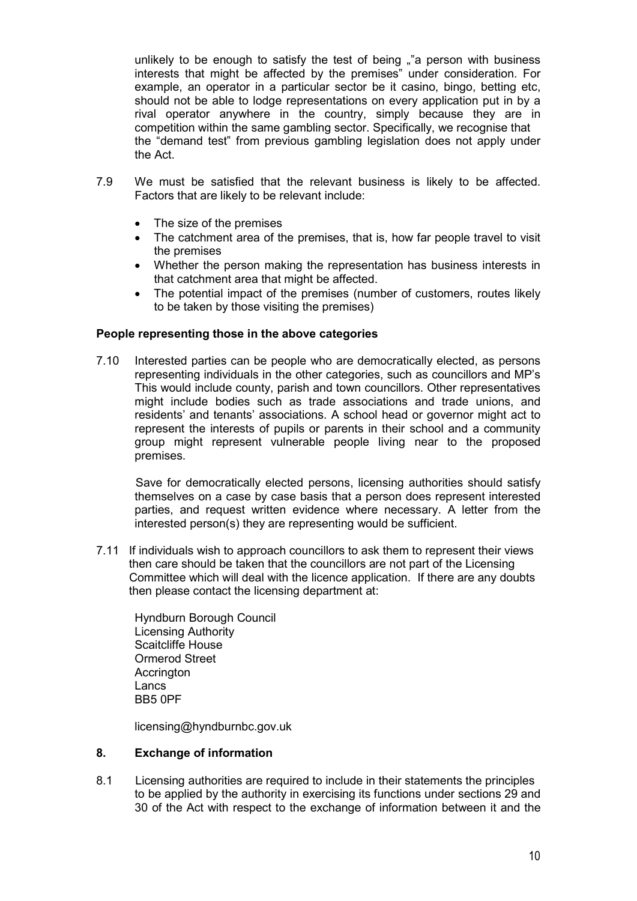unlikely to be enough to satisfy the test of being „"a person with business interests that might be affected by the premises" under consideration. For example, an operator in a particular sector be it casino, bingo, betting etc, should not be able to lodge representations on every application put in by a rival operator anywhere in the country, simply because they are in competition within the same gambling sector. Specifically, we recognise that the "demand test" from previous gambling legislation does not apply under the Act.

7.9 We must be satisfied that the relevant business is likely to be affected. Factors that are likely to be relevant include:

- The size of the premises
- The catchment area of the premises, that is, how far people travel to visit the premises
- Whether the person making the representation has business interests in that catchment area that might be affected.
- The potential impact of the premises (number of customers, routes likely to be taken by those visiting the premises)

**People representing those in the above categories**

7.10 Interested parties can be people who are democratically elected, as persons representing individuals in the other categories, such as councillors and MP's This would include county, parish and town councillors. Other representatives might include bodies such as trade associations and trade unions, and residents' and tenants' associations. A school head or governor might act to represent the interests of pupils or parents in their school and a community group might represent vulnerable people living near to the proposed premises.

Save for democratically elected persons, licensing authorities should satisfy themselves on a case by case basis that a person does represent interested parties, and request written evidence where necessary. A letter from the interested person(s) they are representing would be sufficient.

7.11 If individuals wish to approach councillors to ask them to represent their views then care should be taken that the councillors are not part of the Licensing Committee which will deal with the licence application. If there are any doubts then please contact the licensing department at:

Hyndburn Borough Council
Licensing Authority
Scaitcliffe House
Ormerod Street
Accrington
Lancs
BB5 0PF

licensing@hyndburnbc.gov.uk

## 8. Exchange of information

8.1 Licensing authorities are required to include in their statements the principles to be applied by the authority in exercising its functions under sections 29 and 30 of the Act with respect to the exchange of information between it and the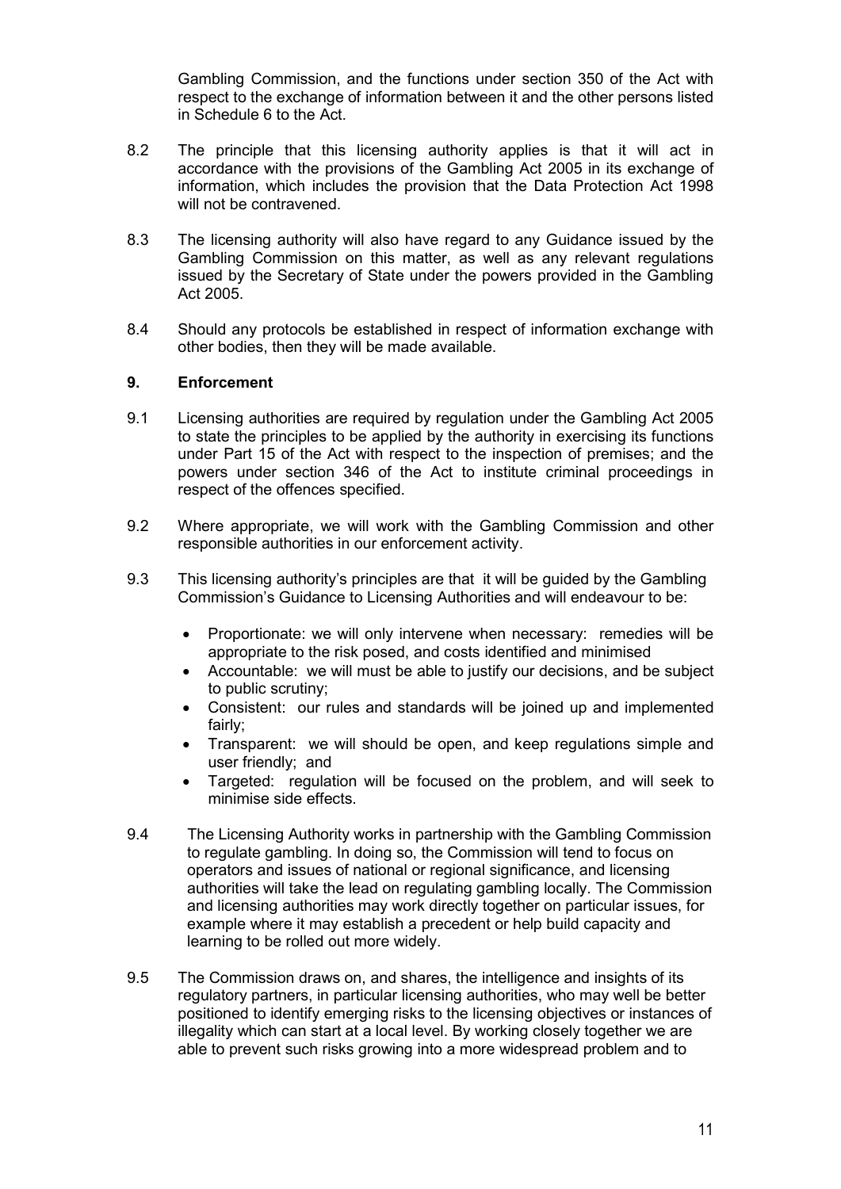Gambling Commission, and the functions under section 350 of the Act with respect to the exchange of information between it and the other persons listed in Schedule 6 to the Act.

8.2 The principle that this licensing authority applies is that it will act in accordance with the provisions of the Gambling Act 2005 in its exchange of information, which includes the provision that the Data Protection Act 1998 will not be contravened.

8.3 The licensing authority will also have regard to any Guidance issued by the Gambling Commission on this matter, as well as any relevant regulations issued by the Secretary of State under the powers provided in the Gambling Act 2005.

8.4 Should any protocols be established in respect of information exchange with other bodies, then they will be made available.

## 9. Enforcement

9.1 Licensing authorities are required by regulation under the Gambling Act 2005 to state the principles to be applied by the authority in exercising its functions under Part 15 of the Act with respect to the inspection of premises; and the powers under section 346 of the Act to institute criminal proceedings in respect of the offences specified.

9.2 Where appropriate, we will work with the Gambling Commission and other responsible authorities in our enforcement activity.

9.3 This licensing authority's principles are that it will be guided by the Gambling Commission's Guidance to Licensing Authorities and will endeavour to be:

- Proportionate: we will only intervene when necessary: remedies will be appropriate to the risk posed, and costs identified and minimised
- Accountable: we will must be able to justify our decisions, and be subject to public scrutiny;
- Consistent: our rules and standards will be joined up and implemented fairly;
- Transparent: we will should be open, and keep regulations simple and user friendly; and
- Targeted: regulation will be focused on the problem, and will seek to minimise side effects.

9.4 The Licensing Authority works in partnership with the Gambling Commission to regulate gambling. In doing so, the Commission will tend to focus on operators and issues of national or regional significance, and licensing authorities will take the lead on regulating gambling locally. The Commission and licensing authorities may work directly together on particular issues, for example where it may establish a precedent or help build capacity and learning to be rolled out more widely.

9.5 The Commission draws on, and shares, the intelligence and insights of its regulatory partners, in particular licensing authorities, who may well be better positioned to identify emerging risks to the licensing objectives or instances of illegality which can start at a local level. By working closely together we are able to prevent such risks growing into a more widespread problem and to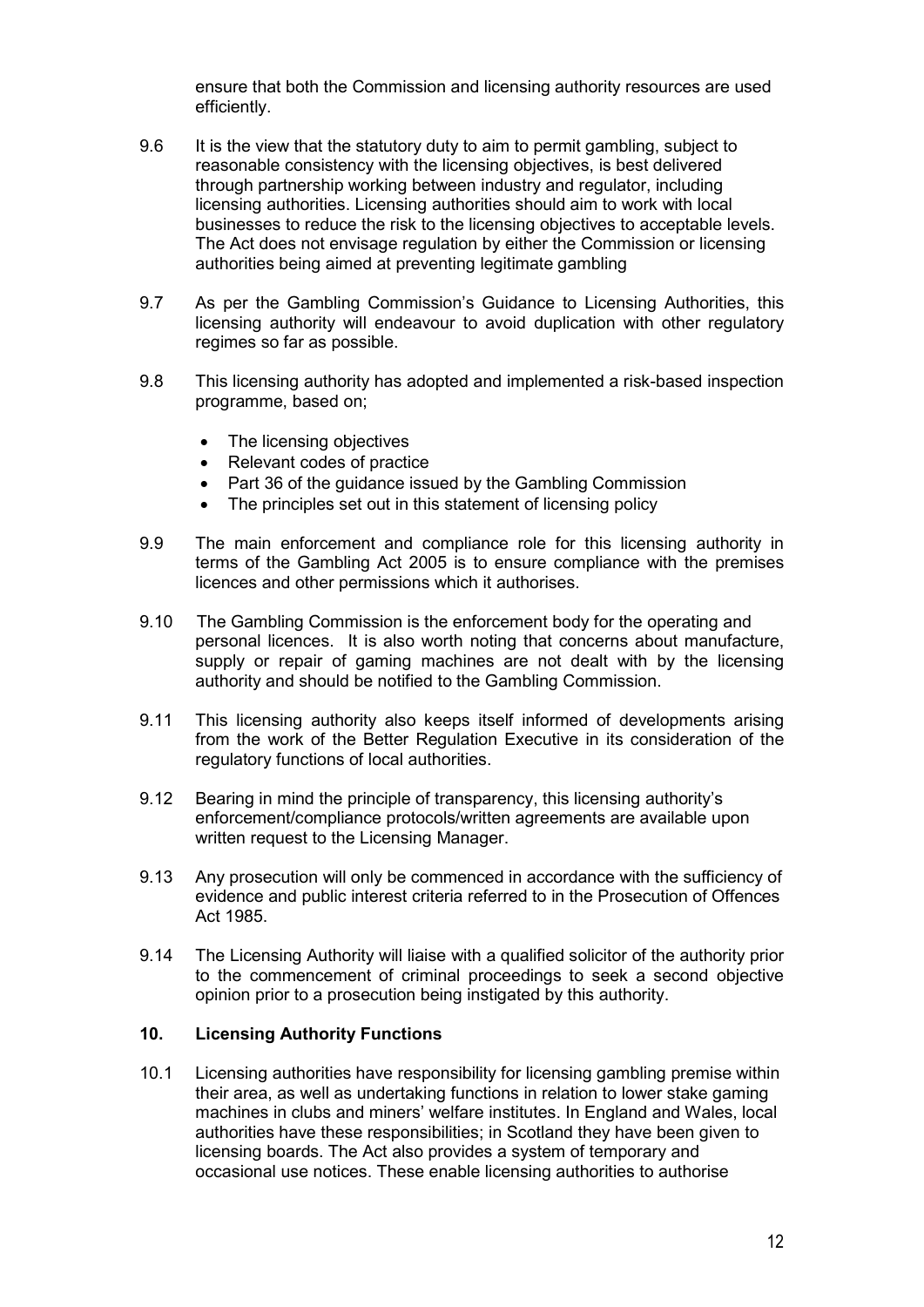ensure that both the Commission and licensing authority resources are used efficiently.

9.6 It is the view that the statutory duty to aim to permit gambling, subject to reasonable consistency with the licensing objectives, is best delivered through partnership working between industry and regulator, including licensing authorities. Licensing authorities should aim to work with local businesses to reduce the risk to the licensing objectives to acceptable levels. The Act does not envisage regulation by either the Commission or licensing authorities being aimed at preventing legitimate gambling

9.7 As per the Gambling Commission's Guidance to Licensing Authorities, this licensing authority will endeavour to avoid duplication with other regulatory regimes so far as possible.

9.8 This licensing authority has adopted and implemented a risk-based inspection programme, based on;

- The licensing objectives
- Relevant codes of practice
- Part 36 of the guidance issued by the Gambling Commission
- The principles set out in this statement of licensing policy

9.9 The main enforcement and compliance role for this licensing authority in terms of the Gambling Act 2005 is to ensure compliance with the premises licences and other permissions which it authorises.

9.10 The Gambling Commission is the enforcement body for the operating and personal licences. It is also worth noting that concerns about manufacture, supply or repair of gaming machines are not dealt with by the licensing authority and should be notified to the Gambling Commission.

9.11 This licensing authority also keeps itself informed of developments arising from the work of the Better Regulation Executive in its consideration of the regulatory functions of local authorities.

9.12 Bearing in mind the principle of transparency, this licensing authority's enforcement/compliance protocols/written agreements are available upon written request to the Licensing Manager.

9.13 Any prosecution will only be commenced in accordance with the sufficiency of evidence and public interest criteria referred to in the Prosecution of Offences Act 1985.

9.14 The Licensing Authority will liaise with a qualified solicitor of the authority prior to the commencement of criminal proceedings to seek a second objective opinion prior to a prosecution being instigated by this authority.

## 10. Licensing Authority Functions

10.1 Licensing authorities have responsibility for licensing gambling premise within their area, as well as undertaking functions in relation to lower stake gaming machines in clubs and miners' welfare institutes. In England and Wales, local authorities have these responsibilities; in Scotland they have been given to licensing boards. The Act also provides a system of temporary and occasional use notices. These enable licensing authorities to authorise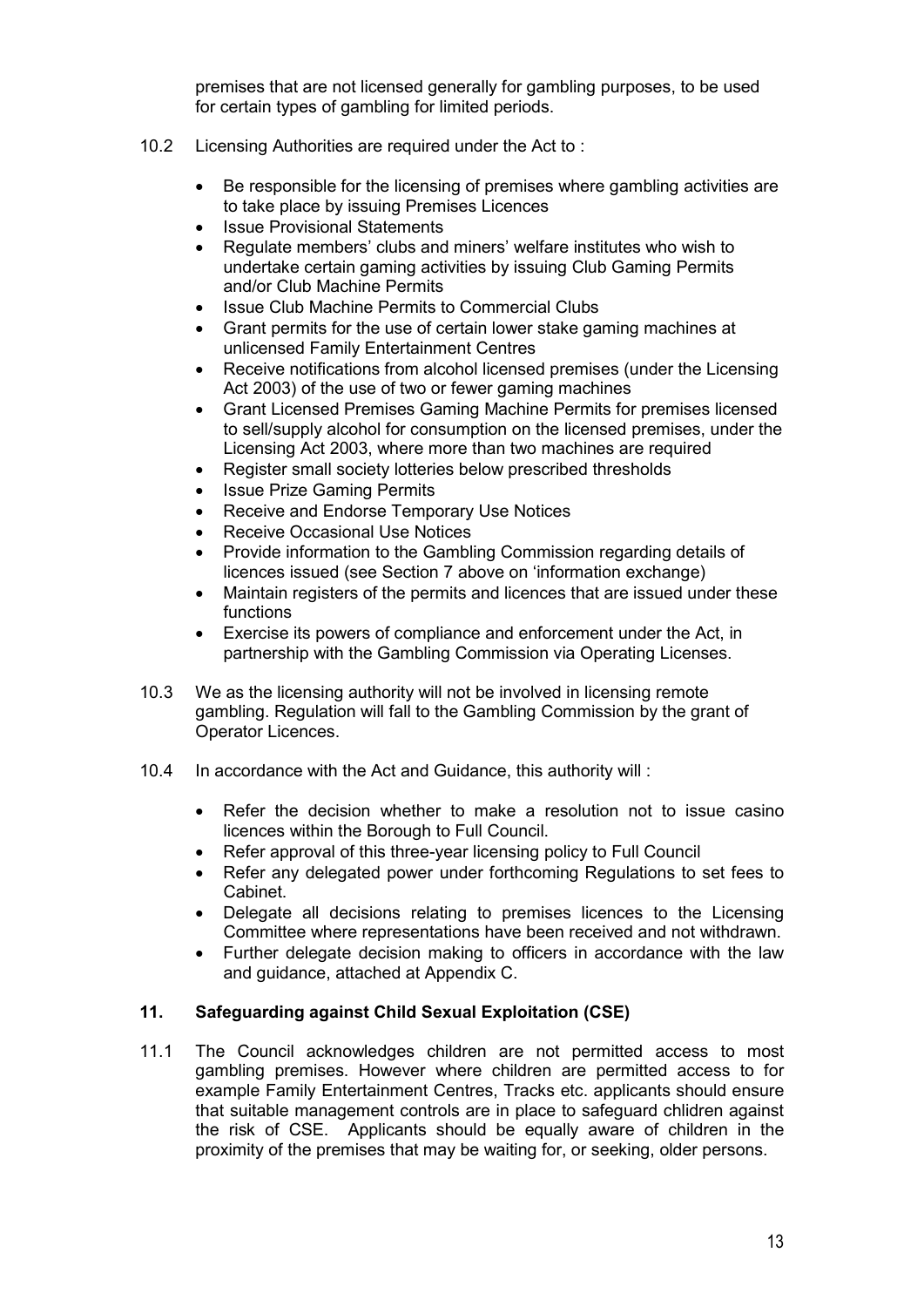premises that are not licensed generally for gambling purposes, to be used for certain types of gambling for limited periods.

10.2 Licensing Authorities are required under the Act to :

- Be responsible for the licensing of premises where gambling activities are to take place by issuing Premises Licences
- Issue Provisional Statements
- Regulate members' clubs and miners' welfare institutes who wish to undertake certain gaming activities by issuing Club Gaming Permits and/or Club Machine Permits
- Issue Club Machine Permits to Commercial Clubs
- Grant permits for the use of certain lower stake gaming machines at unlicensed Family Entertainment Centres
- Receive notifications from alcohol licensed premises (under the Licensing Act 2003) of the use of two or fewer gaming machines
- Grant Licensed Premises Gaming Machine Permits for premises licensed to sell/supply alcohol for consumption on the licensed premises, under the Licensing Act 2003, where more than two machines are required
- Register small society lotteries below prescribed thresholds
- Issue Prize Gaming Permits
- Receive and Endorse Temporary Use Notices
- Receive Occasional Use Notices
- Provide information to the Gambling Commission regarding details of licences issued (see Section 7 above on 'information exchange)
- Maintain registers of the permits and licences that are issued under these functions
- Exercise its powers of compliance and enforcement under the Act, in partnership with the Gambling Commission via Operating Licenses.

10.3 We as the licensing authority will not be involved in licensing remote gambling. Regulation will fall to the Gambling Commission by the grant of Operator Licences.

10.4 In accordance with the Act and Guidance, this authority will :

- Refer the decision whether to make a resolution not to issue casino licences within the Borough to Full Council.
- Refer approval of this three-year licensing policy to Full Council
- Refer any delegated power under forthcoming Regulations to set fees to Cabinet.
- Delegate all decisions relating to premises licences to the Licensing Committee where representations have been received and not withdrawn.
- Further delegate decision making to officers in accordance with the law and guidance, attached at Appendix C.

## 11. Safeguarding against Child Sexual Exploitation (CSE)

11.1 The Council acknowledges children are not permitted access to most gambling premises. However where children are permitted access to for example Family Entertainment Centres, Tracks etc. applicants should ensure that suitable management controls are in place to safeguard chlidren against the risk of CSE. Applicants should be equally aware of children in the proximity of the premises that may be waiting for, or seeking, older persons.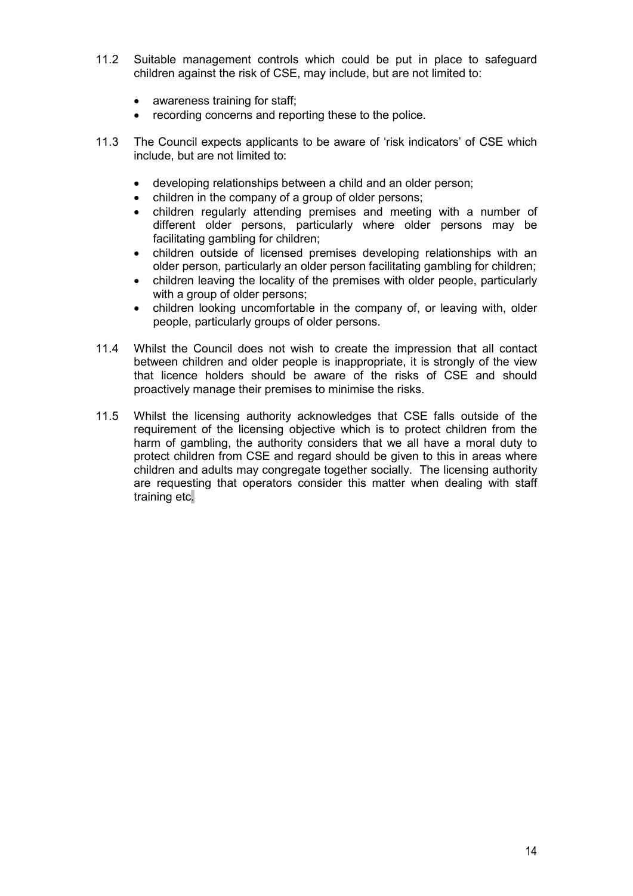11.2 Suitable management controls which could be put in place to safeguard children against the risk of CSE, may include, but are not limited to:

- awareness training for staff;
- recording concerns and reporting these to the police.

11.3 The Council expects applicants to be aware of 'risk indicators' of CSE which include, but are not limited to:

- developing relationships between a child and an older person;
- children in the company of a group of older persons;
- children regularly attending premises and meeting with a number of different older persons, particularly where older persons may be facilitating gambling for children;
- children outside of licensed premises developing relationships with an older person, particularly an older person facilitating gambling for children;
- children leaving the locality of the premises with older people, particularly with a group of older persons;
- children looking uncomfortable in the company of, or leaving with, older people, particularly groups of older persons.

11.4 Whilst the Council does not wish to create the impression that all contact between children and older people is inappropriate, it is strongly of the view that licence holders should be aware of the risks of CSE and should proactively manage their premises to minimise the risks.

11.5 Whilst the licensing authority acknowledges that CSE falls outside of the requirement of the licensing objective which is to protect children from the harm of gambling, the authority considers that we all have a moral duty to protect children from CSE and regard should be given to this in areas where children and adults may congregate together socially. The licensing authority are requesting that operators consider this matter when dealing with staff training etc.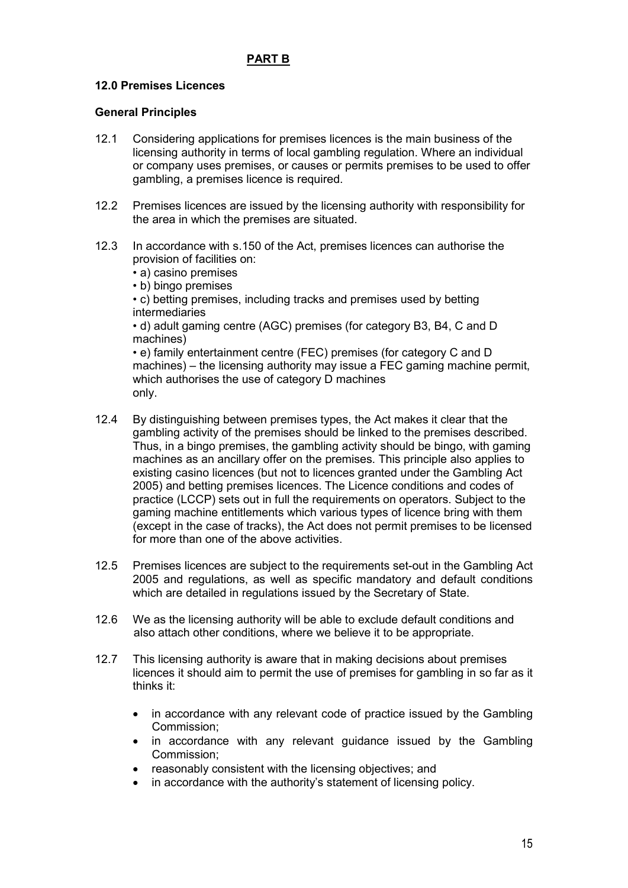**PART B**

### 12.0 Premises Licences

#### General Principles

12.1 Considering applications for premises licences is the main business of the licensing authority in terms of local gambling regulation. Where an individual or company uses premises, or causes or permits premises to be used to offer gambling, a premises licence is required.

12.2 Premises licences are issued by the licensing authority with responsibility for the area in which the premises are situated.

12.3 In accordance with s.150 of the Act, premises licences can authorise the provision of facilities on:

- a) casino premises
- b) bingo premises
- c) betting premises, including tracks and premises used by betting intermediaries
- d) adult gaming centre (AGC) premises (for category B3, B4, C and D machines)
- e) family entertainment centre (FEC) premises (for category C and D machines) – the licensing authority may issue a FEC gaming machine permit, which authorises the use of category D machines only.

12.4 By distinguishing between premises types, the Act makes it clear that the gambling activity of the premises should be linked to the premises described. Thus, in a bingo premises, the gambling activity should be bingo, with gaming machines as an ancillary offer on the premises. This principle also applies to existing casino licences (but not to licences granted under the Gambling Act 2005) and betting premises licences. The Licence conditions and codes of practice (LCCP) sets out in full the requirements on operators. Subject to the gaming machine entitlements which various types of licence bring with them (except in the case of tracks), the Act does not permit premises to be licensed for more than one of the above activities.

12.5 Premises licences are subject to the requirements set-out in the Gambling Act 2005 and regulations, as well as specific mandatory and default conditions which are detailed in regulations issued by the Secretary of State.

12.6 We as the licensing authority will be able to exclude default conditions and also attach other conditions, where we believe it to be appropriate.

12.7 This licensing authority is aware that in making decisions about premises licences it should aim to permit the use of premises for gambling in so far as it thinks it:

- in accordance with any relevant code of practice issued by the Gambling Commission;
- in accordance with any relevant guidance issued by the Gambling Commission;
- reasonably consistent with the licensing objectives; and
- in accordance with the authority's statement of licensing policy.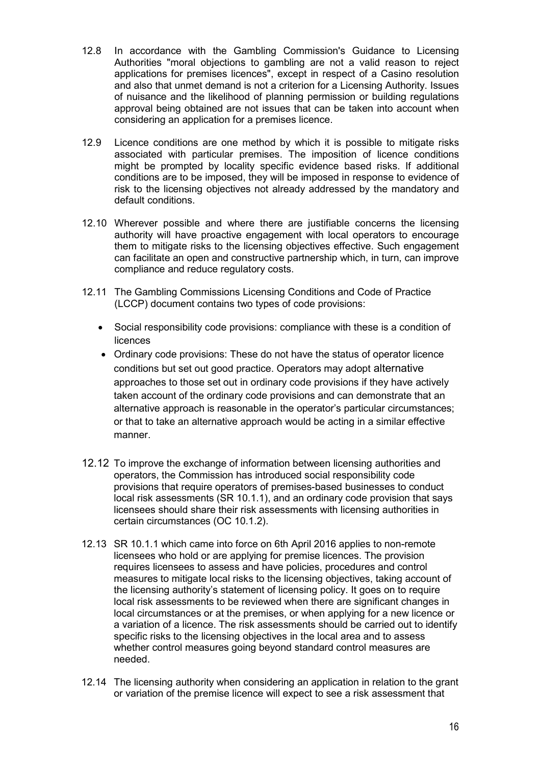12.8 In accordance with the Gambling Commission's Guidance to Licensing Authorities "moral objections to gambling are not a valid reason to reject applications for premises licences", except in respect of a Casino resolution and also that unmet demand is not a criterion for a Licensing Authority. Issues of nuisance and the likelihood of planning permission or building regulations approval being obtained are not issues that can be taken into account when considering an application for a premises licence.

12.9 Licence conditions are one method by which it is possible to mitigate risks associated with particular premises. The imposition of licence conditions might be prompted by locality specific evidence based risks. If additional conditions are to be imposed, they will be imposed in response to evidence of risk to the licensing objectives not already addressed by the mandatory and default conditions.

12.10 Wherever possible and where there are justifiable concerns the licensing authority will have proactive engagement with local operators to encourage them to mitigate risks to the licensing objectives effective. Such engagement can facilitate an open and constructive partnership which, in turn, can improve compliance and reduce regulatory costs.

12.11 The Gambling Commissions Licensing Conditions and Code of Practice (LCCP) document contains two types of code provisions:

- Social responsibility code provisions: compliance with these is a condition of licences
- Ordinary code provisions: These do not have the status of operator licence conditions but set out good practice. Operators may adopt alternative approaches to those set out in ordinary code provisions if they have actively taken account of the ordinary code provisions and can demonstrate that an alternative approach is reasonable in the operator's particular circumstances; or that to take an alternative approach would be acting in a similar effective manner.

12.12 To improve the exchange of information between licensing authorities and operators, the Commission has introduced social responsibility code provisions that require operators of premises-based businesses to conduct local risk assessments (SR 10.1.1), and an ordinary code provision that says licensees should share their risk assessments with licensing authorities in certain circumstances (OC 10.1.2).

12.13 SR 10.1.1 which came into force on 6th April 2016 applies to non-remote licensees who hold or are applying for premise licences. The provision requires licensees to assess and have policies, procedures and control measures to mitigate local risks to the licensing objectives, taking account of the licensing authority's statement of licensing policy. It goes on to require local risk assessments to be reviewed when there are significant changes in local circumstances or at the premises, or when applying for a new licence or a variation of a licence. The risk assessments should be carried out to identify specific risks to the licensing objectives in the local area and to assess whether control measures going beyond standard control measures are needed.

12.14 The licensing authority when considering an application in relation to the grant or variation of the premise licence will expect to see a risk assessment that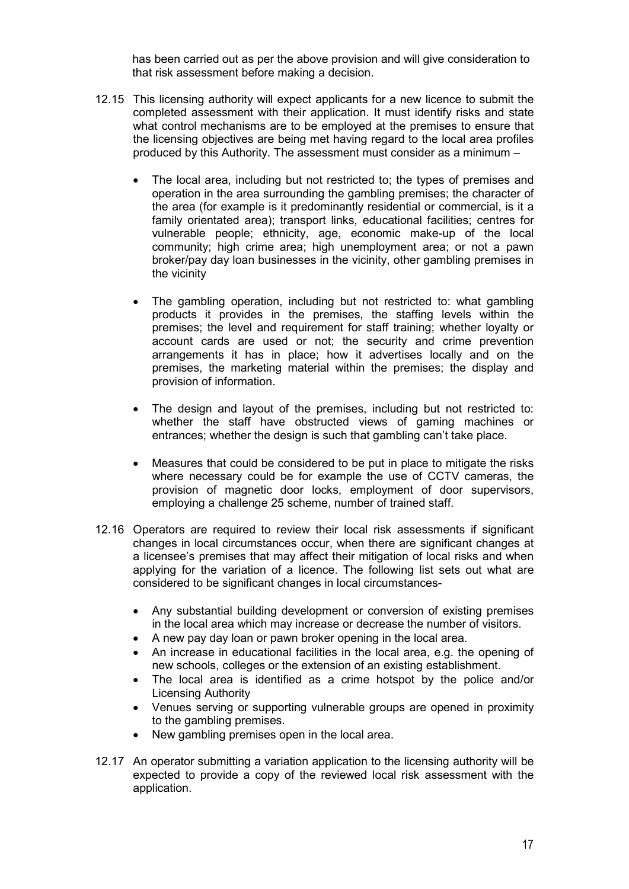has been carried out as per the above provision and will give consideration to that risk assessment before making a decision.

12.15 This licensing authority will expect applicants for a new licence to submit the completed assessment with their application. It must identify risks and state what control mechanisms are to be employed at the premises to ensure that the licensing objectives are being met having regard to the local area profiles produced by this Authority. The assessment must consider as a minimum –

- The local area, including but not restricted to; the types of premises and operation in the area surrounding the gambling premises; the character of the area (for example is it predominantly residential or commercial, is it a family orientated area); transport links, educational facilities; centres for vulnerable people; ethnicity, age, economic make-up of the local community; high crime area; high unemployment area; or not a pawn broker/pay day loan businesses in the vicinity, other gambling premises in the vicinity

- The gambling operation, including but not restricted to: what gambling products it provides in the premises, the staffing levels within the premises; the level and requirement for staff training; whether loyalty or account cards are used or not; the security and crime prevention arrangements it has in place; how it advertises locally and on the premises, the marketing material within the premises; the display and provision of information.

- The design and layout of the premises, including but not restricted to: whether the staff have obstructed views of gaming machines or entrances; whether the design is such that gambling can't take place.

- Measures that could be considered to be put in place to mitigate the risks where necessary could be for example the use of CCTV cameras, the provision of magnetic door locks, employment of door supervisors, employing a challenge 25 scheme, number of trained staff.

12.16 Operators are required to review their local risk assessments if significant changes in local circumstances occur, when there are significant changes at a licensee's premises that may affect their mitigation of local risks and when applying for the variation of a licence. The following list sets out what are considered to be significant changes in local circumstances-

- Any substantial building development or conversion of existing premises in the local area which may increase or decrease the number of visitors.
- A new pay day loan or pawn broker opening in the local area.
- An increase in educational facilities in the local area, e.g. the opening of new schools, colleges or the extension of an existing establishment.
- The local area is identified as a crime hotspot by the police and/or Licensing Authority
- Venues serving or supporting vulnerable groups are opened in proximity to the gambling premises.
- New gambling premises open in the local area.

12.17 An operator submitting a variation application to the licensing authority will be expected to provide a copy of the reviewed local risk assessment with the application.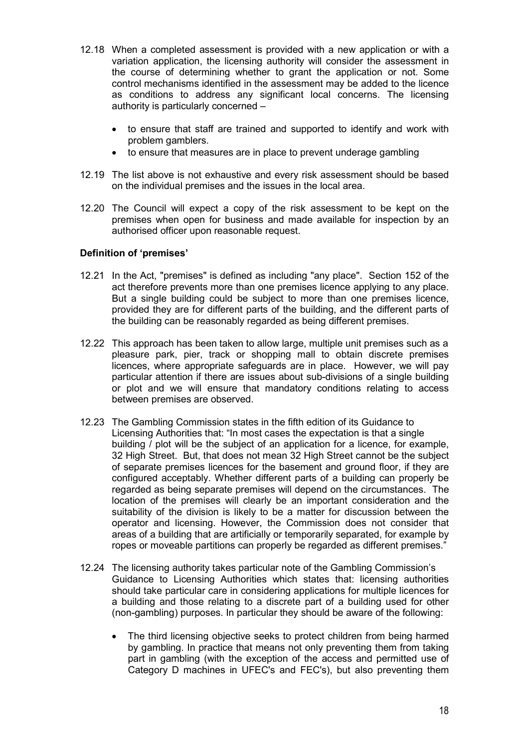12.18 When a completed assessment is provided with a new application or with a variation application, the licensing authority will consider the assessment in the course of determining whether to grant the application or not. Some control mechanisms identified in the assessment may be added to the licence as conditions to address any significant local concerns. The licensing authority is particularly concerned –

- to ensure that staff are trained and supported to identify and work with problem gamblers.
- to ensure that measures are in place to prevent underage gambling

12.19 The list above is not exhaustive and every risk assessment should be based on the individual premises and the issues in the local area.

12.20 The Council will expect a copy of the risk assessment to be kept on the premises when open for business and made available for inspection by an authorised officer upon reasonable request.

**Definition of 'premises'**

12.21 In the Act, "premises" is defined as including "any place". Section 152 of the act therefore prevents more than one premises licence applying to any place. But a single building could be subject to more than one premises licence, provided they are for different parts of the building, and the different parts of the building can be reasonably regarded as being different premises.

12.22 This approach has been taken to allow large, multiple unit premises such as a pleasure park, pier, track or shopping mall to obtain discrete premises licences, where appropriate safeguards are in place. However, we will pay particular attention if there are issues about sub-divisions of a single building or plot and we will ensure that mandatory conditions relating to access between premises are observed.

12.23 The Gambling Commission states in the fifth edition of its Guidance to Licensing Authorities that: "In most cases the expectation is that a single building / plot will be the subject of an application for a licence, for example, 32 High Street. But, that does not mean 32 High Street cannot be the subject of separate premises licences for the basement and ground floor, if they are configured acceptably. Whether different parts of a building can properly be regarded as being separate premises will depend on the circumstances. The location of the premises will clearly be an important consideration and the suitability of the division is likely to be a matter for discussion between the operator and licensing. However, the Commission does not consider that areas of a building that are artificially or temporarily separated, for example by ropes or moveable partitions can properly be regarded as different premises."

12.24 The licensing authority takes particular note of the Gambling Commission's Guidance to Licensing Authorities which states that: licensing authorities should take particular care in considering applications for multiple licences for a building and those relating to a discrete part of a building used for other (non-gambling) purposes. In particular they should be aware of the following:

- The third licensing objective seeks to protect children from being harmed by gambling. In practice that means not only preventing them from taking part in gambling (with the exception of the access and permitted use of Category D machines in UFEC's and FEC's), but also preventing them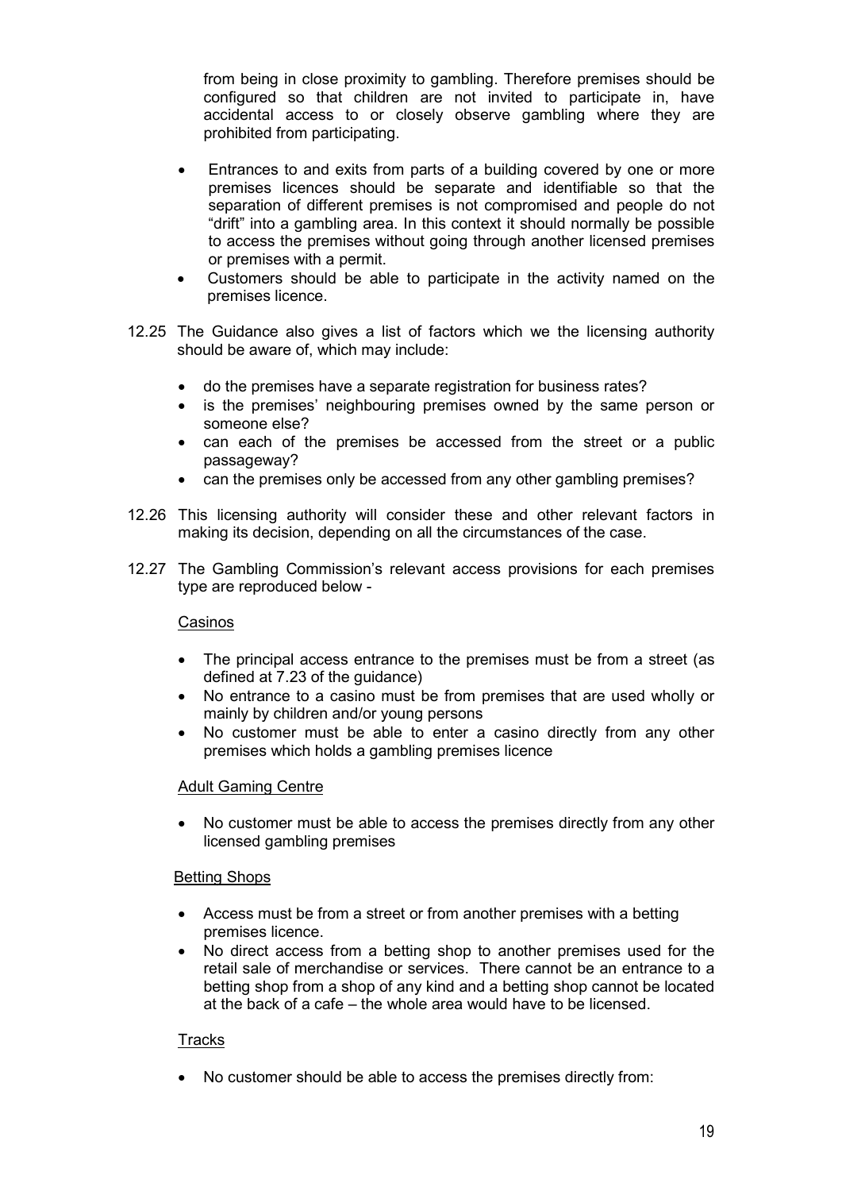from being in close proximity to gambling. Therefore premises should be configured so that children are not invited to participate in, have accidental access to or closely observe gambling where they are prohibited from participating.

- Entrances to and exits from parts of a building covered by one or more premises licences should be separate and identifiable so that the separation of different premises is not compromised and people do not "drift" into a gambling area. In this context it should normally be possible to access the premises without going through another licensed premises or premises with a permit.
- Customers should be able to participate in the activity named on the premises licence.

12.25 The Guidance also gives a list of factors which we the licensing authority should be aware of, which may include:

- do the premises have a separate registration for business rates?
- is the premises' neighbouring premises owned by the same person or someone else?
- can each of the premises be accessed from the street or a public passageway?
- can the premises only be accessed from any other gambling premises?

12.26 This licensing authority will consider these and other relevant factors in making its decision, depending on all the circumstances of the case.

12.27 The Gambling Commission's relevant access provisions for each premises type are reproduced below -

<u>Casinos</u>

- The principal access entrance to the premises must be from a street (as defined at 7.23 of the guidance)
- No entrance to a casino must be from premises that are used wholly or mainly by children and/or young persons
- No customer must be able to enter a casino directly from any other premises which holds a gambling premises licence

<u>Adult Gaming Centre</u>

- No customer must be able to access the premises directly from any other licensed gambling premises

<u>Betting Shops</u>

- Access must be from a street or from another premises with a betting premises licence.
- No direct access from a betting shop to another premises used for the retail sale of merchandise or services. There cannot be an entrance to a betting shop from a shop of any kind and a betting shop cannot be located at the back of a cafe – the whole area would have to be licensed.

<u>Tracks</u>

- No customer should be able to access the premises directly from: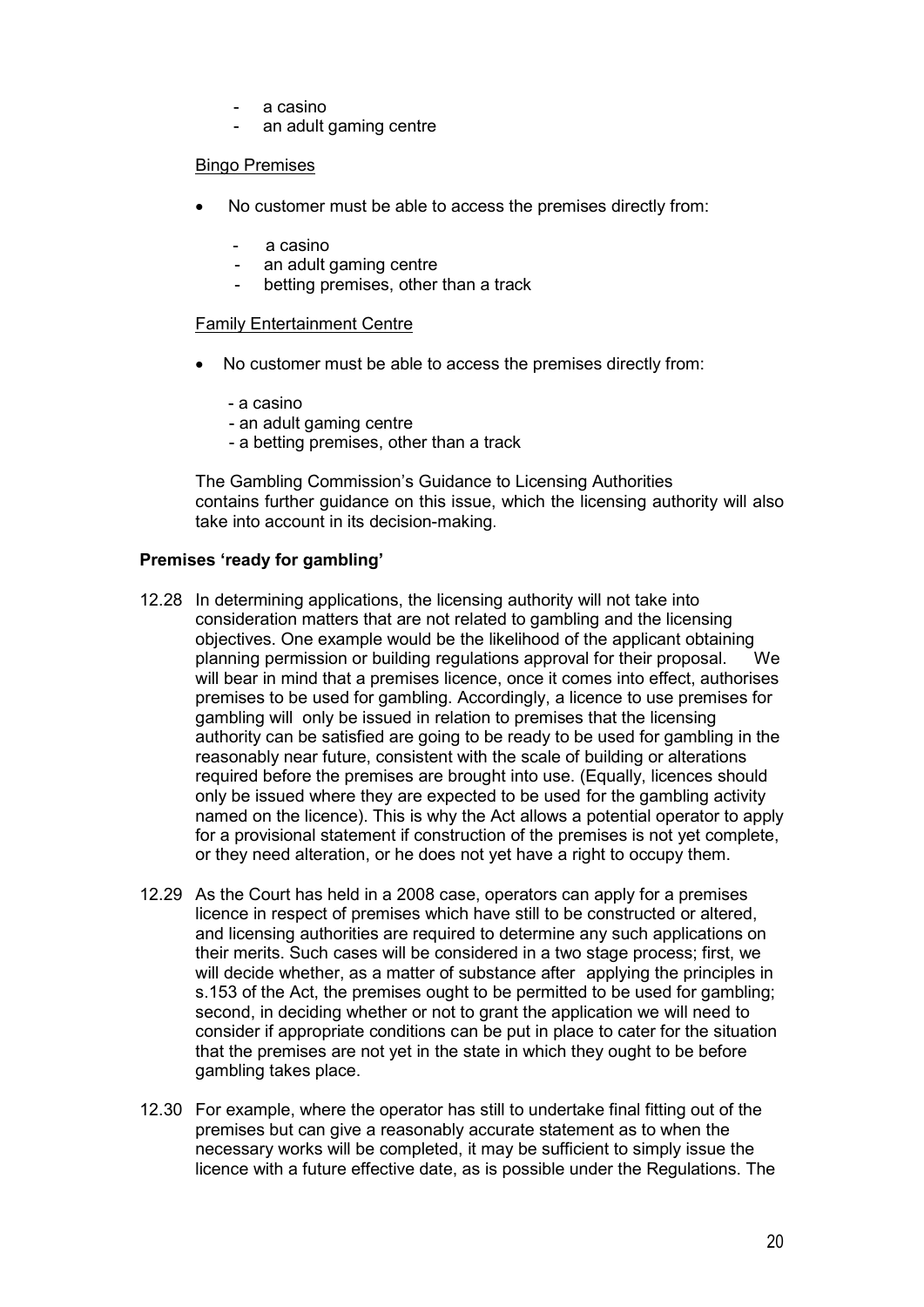- a casino
- an adult gaming centre

Bingo Premises

- No customer must be able to access the premises directly from:
  - a casino
  - an adult gaming centre
  - betting premises, other than a track

Family Entertainment Centre

- No customer must be able to access the premises directly from:
  - a casino
  - an adult gaming centre
  - a betting premises, other than a track

The Gambling Commission's Guidance to Licensing Authorities contains further guidance on this issue, which the licensing authority will also take into account in its decision-making.

**Premises 'ready for gambling'**

12.28 In determining applications, the licensing authority will not take into consideration matters that are not related to gambling and the licensing objectives. One example would be the likelihood of the applicant obtaining planning permission or building regulations approval for their proposal. We will bear in mind that a premises licence, once it comes into effect, authorises premises to be used for gambling. Accordingly, a licence to use premises for gambling will only be issued in relation to premises that the licensing authority can be satisfied are going to be ready to be used for gambling in the reasonably near future, consistent with the scale of building or alterations required before the premises are brought into use. (Equally, licences should only be issued where they are expected to be used for the gambling activity named on the licence). This is why the Act allows a potential operator to apply for a provisional statement if construction of the premises is not yet complete, or they need alteration, or he does not yet have a right to occupy them.

12.29 As the Court has held in a 2008 case, operators can apply for a premises licence in respect of premises which have still to be constructed or altered, and licensing authorities are required to determine any such applications on their merits. Such cases will be considered in a two stage process; first, we will decide whether, as a matter of substance after applying the principles in s.153 of the Act, the premises ought to be permitted to be used for gambling; second, in deciding whether or not to grant the application we will need to consider if appropriate conditions can be put in place to cater for the situation that the premises are not yet in the state in which they ought to be before gambling takes place.

12.30 For example, where the operator has still to undertake final fitting out of the premises but can give a reasonably accurate statement as to when the necessary works will be completed, it may be sufficient to simply issue the licence with a future effective date, as is possible under the Regulations. The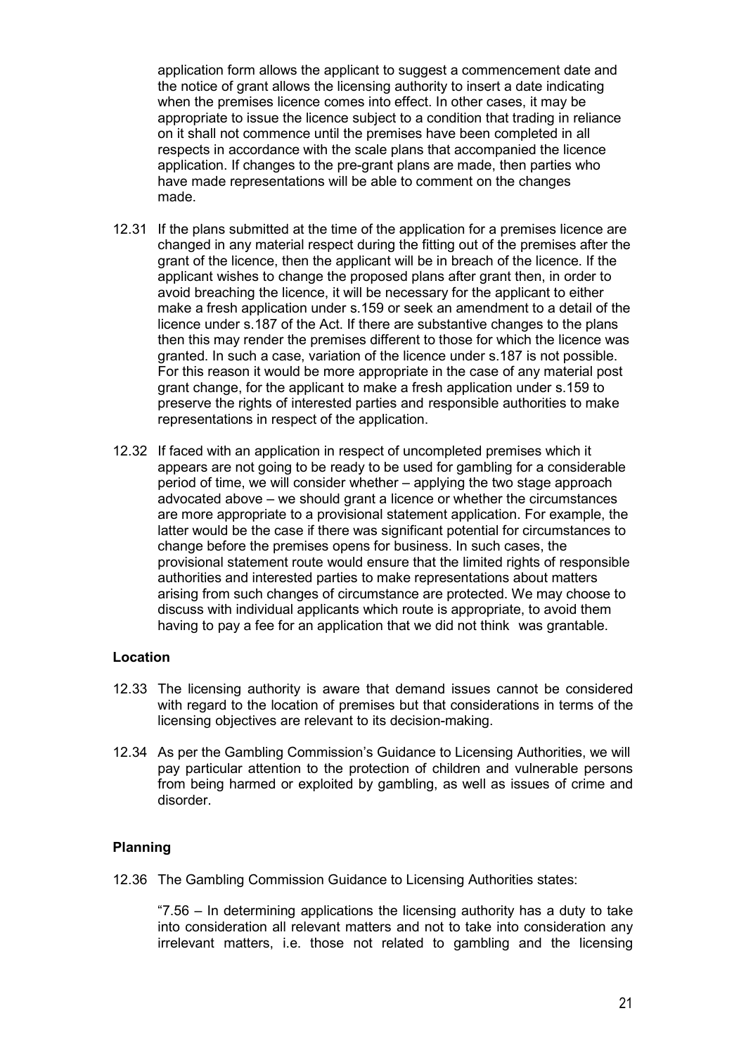application form allows the applicant to suggest a commencement date and the notice of grant allows the licensing authority to insert a date indicating when the premises licence comes into effect. In other cases, it may be appropriate to issue the licence subject to a condition that trading in reliance on it shall not commence until the premises have been completed in all respects in accordance with the scale plans that accompanied the licence application. If changes to the pre-grant plans are made, then parties who have made representations will be able to comment on the changes made.

12.31 If the plans submitted at the time of the application for a premises licence are changed in any material respect during the fitting out of the premises after the grant of the licence, then the applicant will be in breach of the licence. If the applicant wishes to change the proposed plans after grant then, in order to avoid breaching the licence, it will be necessary for the applicant to either make a fresh application under s.159 or seek an amendment to a detail of the licence under s.187 of the Act. If there are substantive changes to the plans then this may render the premises different to those for which the licence was granted. In such a case, variation of the licence under s.187 is not possible. For this reason it would be more appropriate in the case of any material post grant change, for the applicant to make a fresh application under s.159 to preserve the rights of interested parties and responsible authorities to make representations in respect of the application.

12.32 If faced with an application in respect of uncompleted premises which it appears are not going to be ready to be used for gambling for a considerable period of time, we will consider whether – applying the two stage approach advocated above – we should grant a licence or whether the circumstances are more appropriate to a provisional statement application. For example, the latter would be the case if there was significant potential for circumstances to change before the premises opens for business. In such cases, the provisional statement route would ensure that the limited rights of responsible authorities and interested parties to make representations about matters arising from such changes of circumstance are protected. We may choose to discuss with individual applicants which route is appropriate, to avoid them having to pay a fee for an application that we did not think was grantable.

**Location**

12.33 The licensing authority is aware that demand issues cannot be considered with regard to the location of premises but that considerations in terms of the licensing objectives are relevant to its decision-making.

12.34 As per the Gambling Commission's Guidance to Licensing Authorities, we will pay particular attention to the protection of children and vulnerable persons from being harmed or exploited by gambling, as well as issues of crime and disorder.

**Planning**

12.36 The Gambling Commission Guidance to Licensing Authorities states:

"7.56 – In determining applications the licensing authority has a duty to take into consideration all relevant matters and not to take into consideration any irrelevant matters, i.e. those not related to gambling and the licensing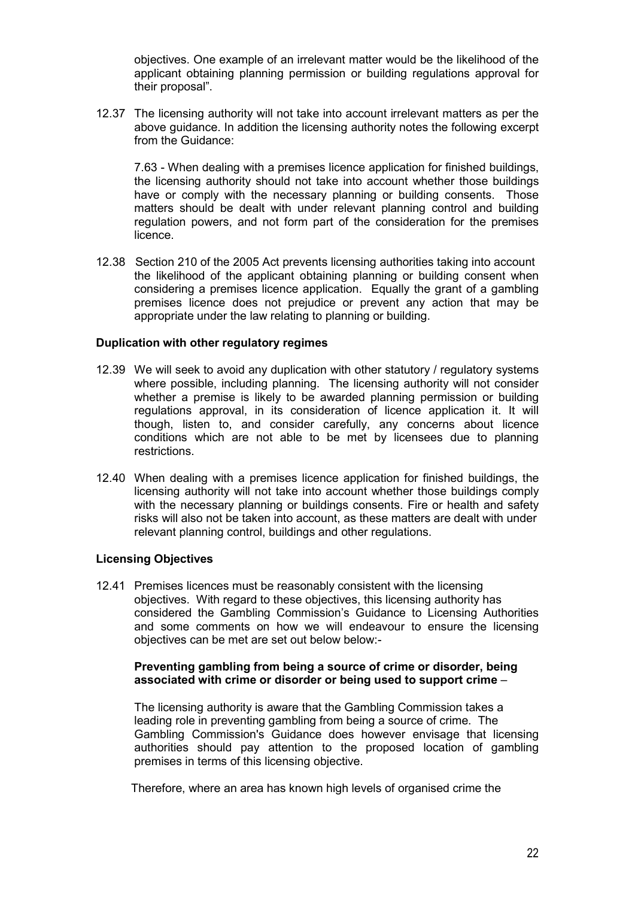objectives. One example of an irrelevant matter would be the likelihood of the applicant obtaining planning permission or building regulations approval for their proposal".

12.37 The licensing authority will not take into account irrelevant matters as per the above guidance. In addition the licensing authority notes the following excerpt from the Guidance:

7.63 - When dealing with a premises licence application for finished buildings, the licensing authority should not take into account whether those buildings have or comply with the necessary planning or building consents. Those matters should be dealt with under relevant planning control and building regulation powers, and not form part of the consideration for the premises licence.

12.38 Section 210 of the 2005 Act prevents licensing authorities taking into account the likelihood of the applicant obtaining planning or building consent when considering a premises licence application. Equally the grant of a gambling premises licence does not prejudice or prevent any action that may be appropriate under the law relating to planning or building.

**Duplication with other regulatory regimes**

12.39 We will seek to avoid any duplication with other statutory / regulatory systems where possible, including planning. The licensing authority will not consider whether a premise is likely to be awarded planning permission or building regulations approval, in its consideration of licence application it. It will though, listen to, and consider carefully, any concerns about licence conditions which are not able to be met by licensees due to planning restrictions.

12.40 When dealing with a premises licence application for finished buildings, the licensing authority will not take into account whether those buildings comply with the necessary planning or buildings consents. Fire or health and safety risks will also not be taken into account, as these matters are dealt with under relevant planning control, buildings and other regulations.

**Licensing Objectives**

12.41 Premises licences must be reasonably consistent with the licensing objectives. With regard to these objectives, this licensing authority has considered the Gambling Commission's Guidance to Licensing Authorities and some comments on how we will endeavour to ensure the licensing objectives can be met are set out below below:-

**Preventing gambling from being a source of crime or disorder, being associated with crime or disorder or being used to support crime** –

The licensing authority is aware that the Gambling Commission takes a leading role in preventing gambling from being a source of crime. The Gambling Commission's Guidance does however envisage that licensing authorities should pay attention to the proposed location of gambling premises in terms of this licensing objective.

Therefore, where an area has known high levels of organised crime the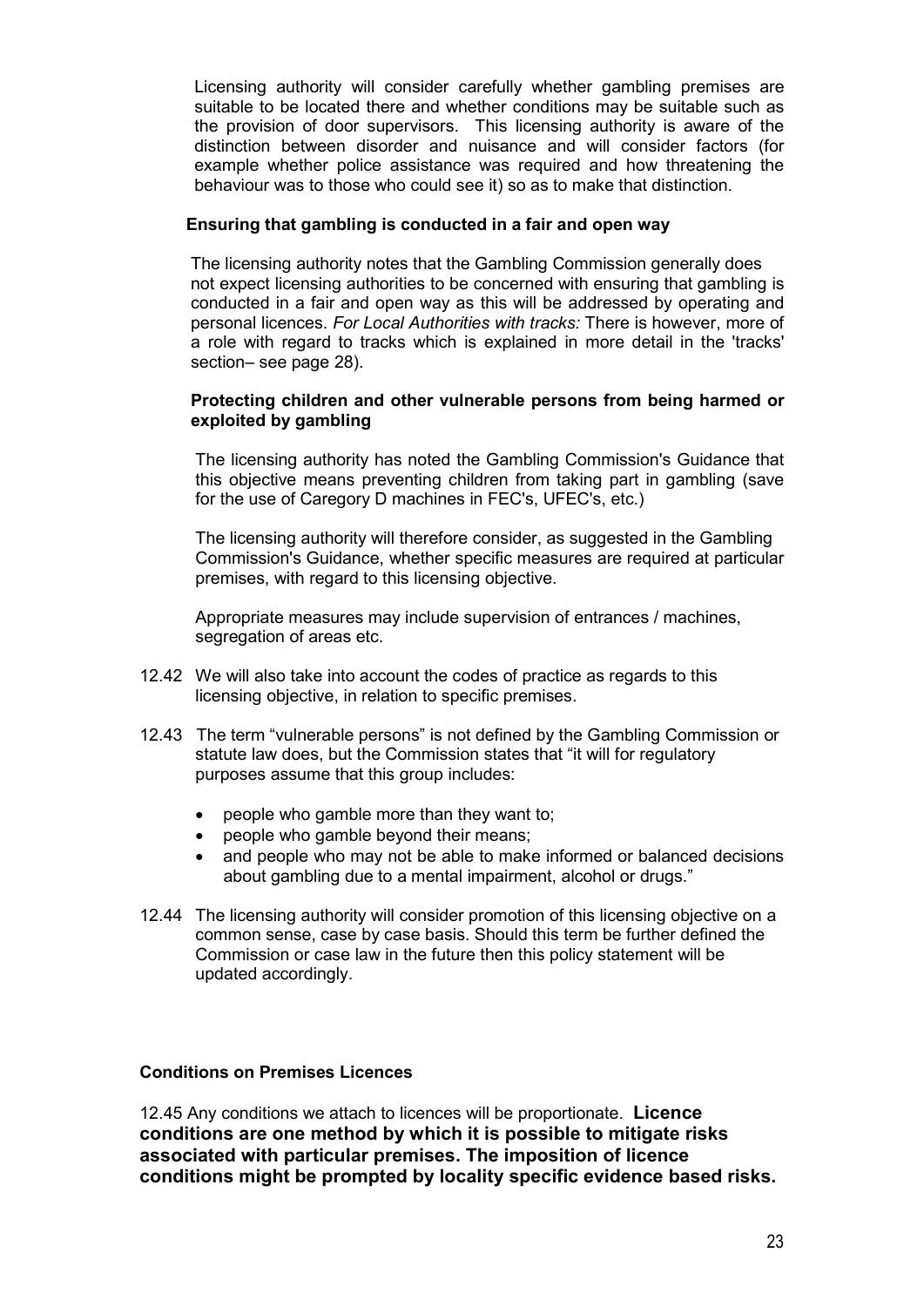Licensing authority will consider carefully whether gambling premises are suitable to be located there and whether conditions may be suitable such as the provision of door supervisors. This licensing authority is aware of the distinction between disorder and nuisance and will consider factors (for example whether police assistance was required and how threatening the behaviour was to those who could see it) so as to make that distinction.

**Ensuring that gambling is conducted in a fair and open way**

The licensing authority notes that the Gambling Commission generally does not expect licensing authorities to be concerned with ensuring that gambling is conducted in a fair and open way as this will be addressed by operating and personal licences. *For Local Authorities with tracks:* There is however, more of a role with regard to tracks which is explained in more detail in the 'tracks' section– see page 28).

**Protecting children and other vulnerable persons from being harmed or exploited by gambling**

The licensing authority has noted the Gambling Commission's Guidance that this objective means preventing children from taking part in gambling (save for the use of Caregory D machines in FEC's, UFEC's, etc.)

The licensing authority will therefore consider, as suggested in the Gambling Commission's Guidance, whether specific measures are required at particular premises, with regard to this licensing objective.

Appropriate measures may include supervision of entrances / machines, segregation of areas etc.

12.42 We will also take into account the codes of practice as regards to this licensing objective, in relation to specific premises.

12.43 The term "vulnerable persons" is not defined by the Gambling Commission or statute law does, but the Commission states that "it will for regulatory purposes assume that this group includes:

- people who gamble more than they want to;
- people who gamble beyond their means;
- and people who may not be able to make informed or balanced decisions about gambling due to a mental impairment, alcohol or drugs."

12.44 The licensing authority will consider promotion of this licensing objective on a common sense, case by case basis. Should this term be further defined the Commission or case law in the future then this policy statement will be updated accordingly.

**Conditions on Premises Licences**

12.45 Any conditions we attach to licences will be proportionate. **Licence conditions are one method by which it is possible to mitigate risks associated with particular premises. The imposition of licence conditions might be prompted by locality specific evidence based risks.**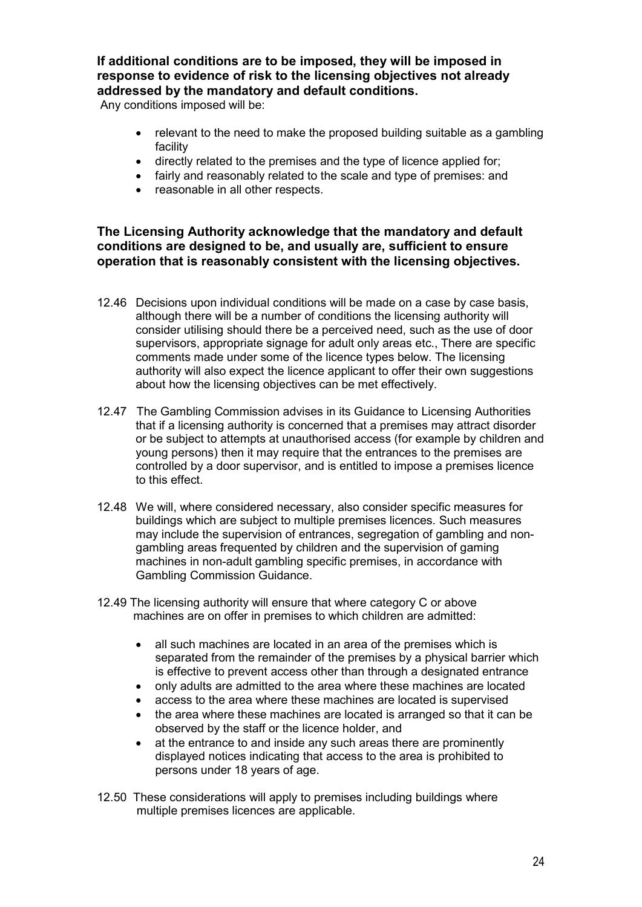**If additional conditions are to be imposed, they will be imposed in response to evidence of risk to the licensing objectives not already addressed by the mandatory and default conditions.**

Any conditions imposed will be:

- relevant to the need to make the proposed building suitable as a gambling facility
- directly related to the premises and the type of licence applied for;
- fairly and reasonably related to the scale and type of premises: and
- reasonable in all other respects.

**The Licensing Authority acknowledge that the mandatory and default conditions are designed to be, and usually are, sufficient to ensure operation that is reasonably consistent with the licensing objectives.**

12.46 Decisions upon individual conditions will be made on a case by case basis, although there will be a number of conditions the licensing authority will consider utilising should there be a perceived need, such as the use of door supervisors, appropriate signage for adult only areas etc., There are specific comments made under some of the licence types below. The licensing authority will also expect the licence applicant to offer their own suggestions about how the licensing objectives can be met effectively.

12.47 The Gambling Commission advises in its Guidance to Licensing Authorities that if a licensing authority is concerned that a premises may attract disorder or be subject to attempts at unauthorised access (for example by children and young persons) then it may require that the entrances to the premises are controlled by a door supervisor, and is entitled to impose a premises licence to this effect.

12.48 We will, where considered necessary, also consider specific measures for buildings which are subject to multiple premises licences. Such measures may include the supervision of entrances, segregation of gambling and non-gambling areas frequented by children and the supervision of gaming machines in non-adult gambling specific premises, in accordance with Gambling Commission Guidance.

12.49 The licensing authority will ensure that where category C or above machines are on offer in premises to which children are admitted:

- all such machines are located in an area of the premises which is separated from the remainder of the premises by a physical barrier which is effective to prevent access other than through a designated entrance
- only adults are admitted to the area where these machines are located
- access to the area where these machines are located is supervised
- the area where these machines are located is arranged so that it can be observed by the staff or the licence holder, and
- at the entrance to and inside any such areas there are prominently displayed notices indicating that access to the area is prohibited to persons under 18 years of age.

12.50 These considerations will apply to premises including buildings where multiple premises licences are applicable.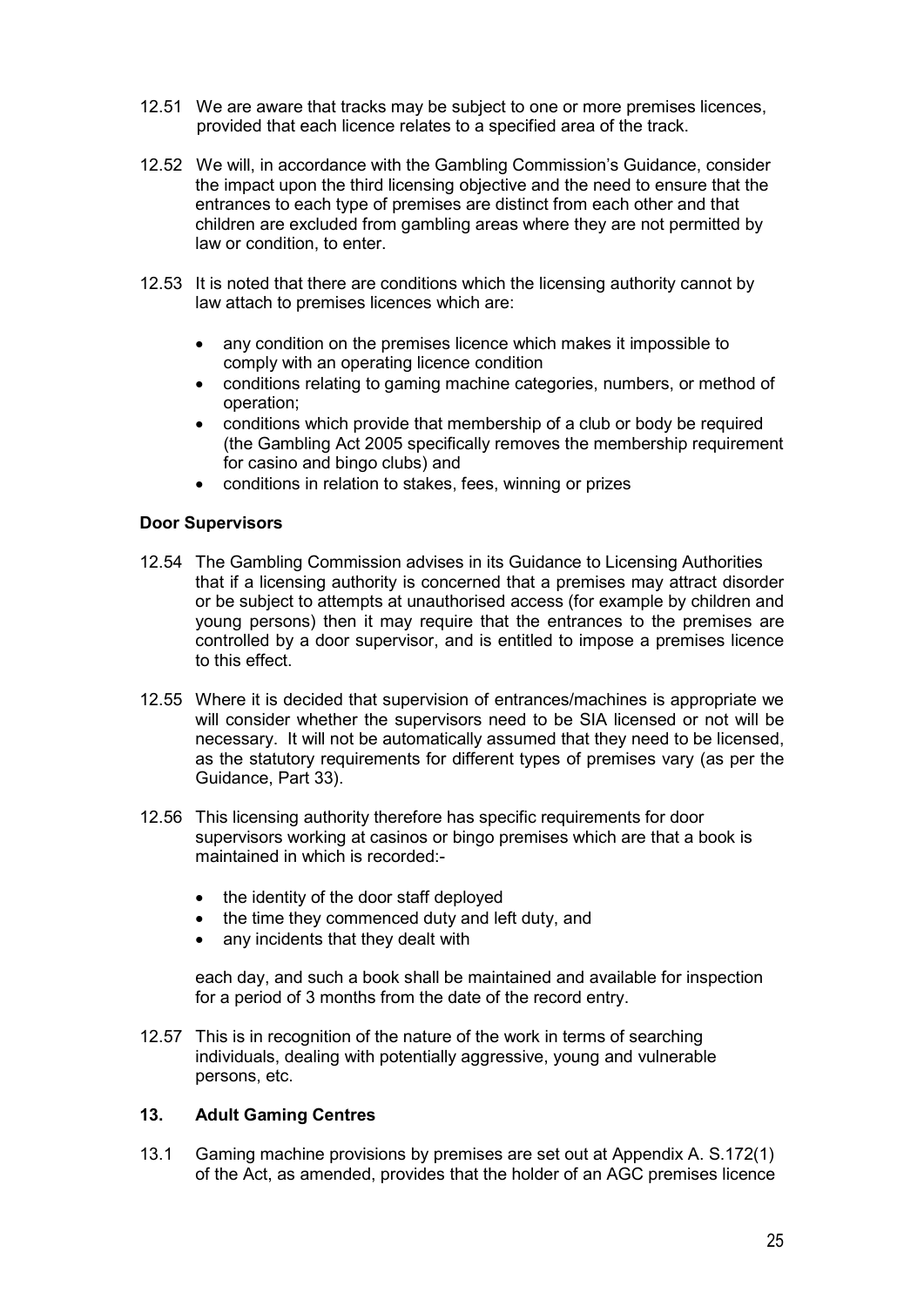12.51 We are aware that tracks may be subject to one or more premises licences, provided that each licence relates to a specified area of the track.

12.52 We will, in accordance with the Gambling Commission's Guidance, consider the impact upon the third licensing objective and the need to ensure that the entrances to each type of premises are distinct from each other and that children are excluded from gambling areas where they are not permitted by law or condition, to enter.

12.53 It is noted that there are conditions which the licensing authority cannot by law attach to premises licences which are:

- any condition on the premises licence which makes it impossible to comply with an operating licence condition
- conditions relating to gaming machine categories, numbers, or method of operation;
- conditions which provide that membership of a club or body be required (the Gambling Act 2005 specifically removes the membership requirement for casino and bingo clubs) and
- conditions in relation to stakes, fees, winning or prizes

**Door Supervisors**

12.54 The Gambling Commission advises in its Guidance to Licensing Authorities that if a licensing authority is concerned that a premises may attract disorder or be subject to attempts at unauthorised access (for example by children and young persons) then it may require that the entrances to the premises are controlled by a door supervisor, and is entitled to impose a premises licence to this effect.

12.55 Where it is decided that supervision of entrances/machines is appropriate we will consider whether the supervisors need to be SIA licensed or not will be necessary. It will not be automatically assumed that they need to be licensed, as the statutory requirements for different types of premises vary (as per the Guidance, Part 33).

12.56 This licensing authority therefore has specific requirements for door supervisors working at casinos or bingo premises which are that a book is maintained in which is recorded:-

- the identity of the door staff deployed
- the time they commenced duty and left duty, and
- any incidents that they dealt with

each day, and such a book shall be maintained and available for inspection for a period of 3 months from the date of the record entry.

12.57 This is in recognition of the nature of the work in terms of searching individuals, dealing with potentially aggressive, young and vulnerable persons, etc.

## 13. Adult Gaming Centres

13.1 Gaming machine provisions by premises are set out at Appendix A. S.172(1) of the Act, as amended, provides that the holder of an AGC premises licence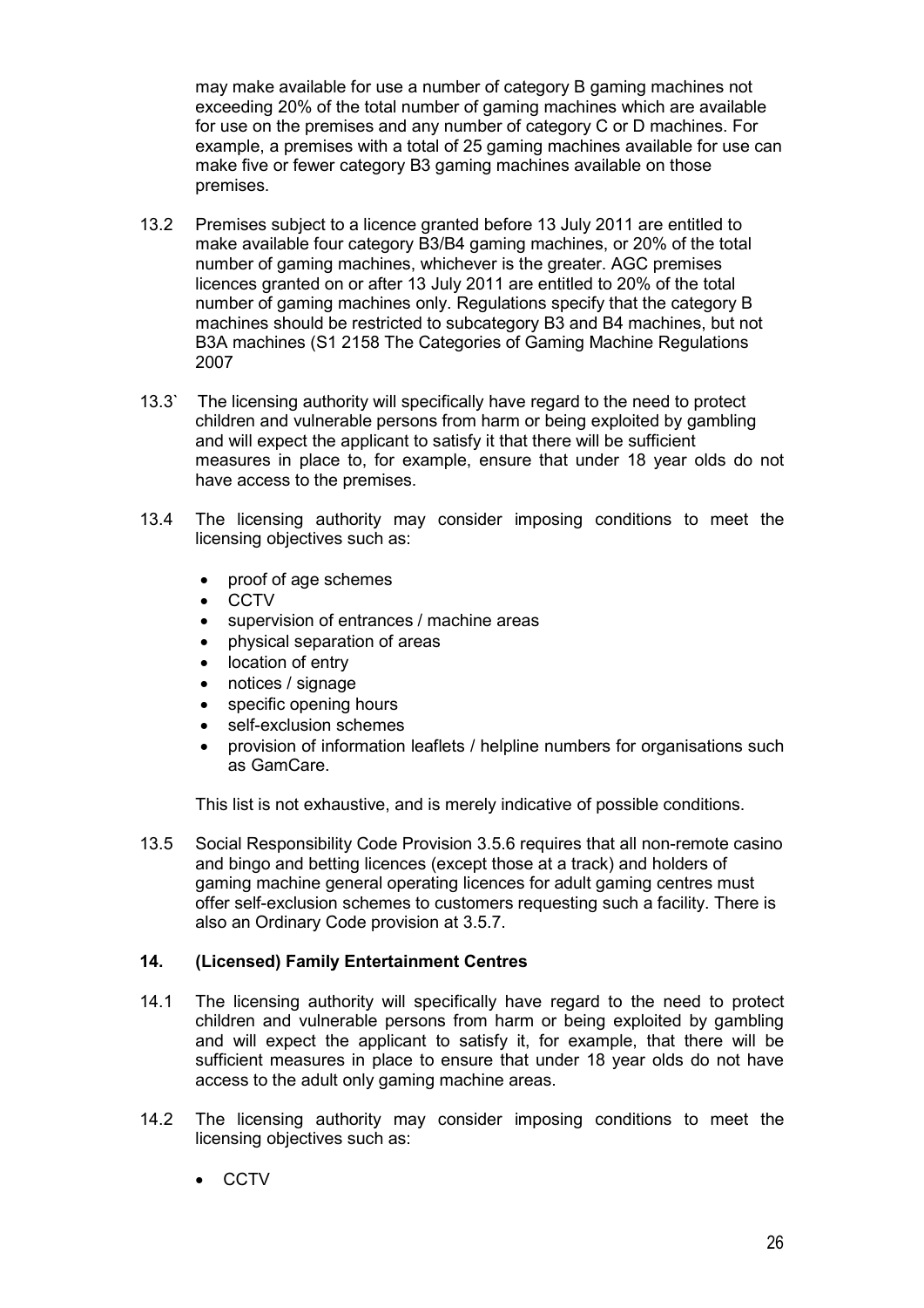may make available for use a number of category B gaming machines not exceeding 20% of the total number of gaming machines which are available for use on the premises and any number of category C or D machines. For example, a premises with a total of 25 gaming machines available for use can make five or fewer category B3 gaming machines available on those premises.

13.2 Premises subject to a licence granted before 13 July 2011 are entitled to make available four category B3/B4 gaming machines, or 20% of the total number of gaming machines, whichever is the greater. AGC premises licences granted on or after 13 July 2011 are entitled to 20% of the total number of gaming machines only. Regulations specify that the category B machines should be restricted to subcategory B3 and B4 machines, but not B3A machines (S1 2158 The Categories of Gaming Machine Regulations 2007

13.3` The licensing authority will specifically have regard to the need to protect children and vulnerable persons from harm or being exploited by gambling and will expect the applicant to satisfy it that there will be sufficient measures in place to, for example, ensure that under 18 year olds do not have access to the premises.

13.4 The licensing authority may consider imposing conditions to meet the licensing objectives such as:

- proof of age schemes
- CCTV
- supervision of entrances / machine areas
- physical separation of areas
- location of entry
- notices / signage
- specific opening hours
- self-exclusion schemes
- provision of information leaflets / helpline numbers for organisations such as GamCare.

This list is not exhaustive, and is merely indicative of possible conditions.

13.5 Social Responsibility Code Provision 3.5.6 requires that all non-remote casino and bingo and betting licences (except those at a track) and holders of gaming machine general operating licences for adult gaming centres must offer self-exclusion schemes to customers requesting such a facility. There is also an Ordinary Code provision at 3.5.7.

## 14. (Licensed) Family Entertainment Centres

14.1 The licensing authority will specifically have regard to the need to protect children and vulnerable persons from harm or being exploited by gambling and will expect the applicant to satisfy it, for example, that there will be sufficient measures in place to ensure that under 18 year olds do not have access to the adult only gaming machine areas.

14.2 The licensing authority may consider imposing conditions to meet the licensing objectives such as:

- CCTV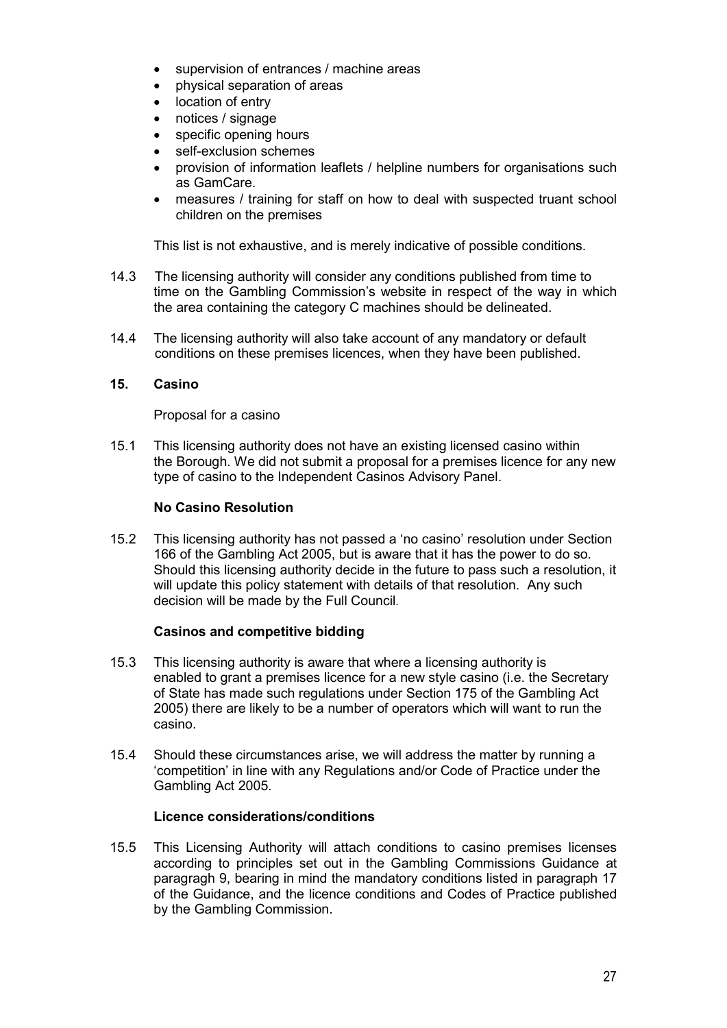- supervision of entrances / machine areas
- physical separation of areas
- location of entry
- notices / signage
- specific opening hours
- self-exclusion schemes
- provision of information leaflets / helpline numbers for organisations such as GamCare.
- measures / training for staff on how to deal with suspected truant school children on the premises

This list is not exhaustive, and is merely indicative of possible conditions.

14.3 The licensing authority will consider any conditions published from time to time on the Gambling Commission's website in respect of the way in which the area containing the category C machines should be delineated.

14.4 The licensing authority will also take account of any mandatory or default conditions on these premises licences, when they have been published.

## 15. Casino

Proposal for a casino

15.1 This licensing authority does not have an existing licensed casino within the Borough. We did not submit a proposal for a premises licence for any new type of casino to the Independent Casinos Advisory Panel.

### No Casino Resolution

15.2 This licensing authority has not passed a 'no casino' resolution under Section 166 of the Gambling Act 2005, but is aware that it has the power to do so. Should this licensing authority decide in the future to pass such a resolution, it will update this policy statement with details of that resolution. Any such decision will be made by the Full Council.

### Casinos and competitive bidding

15.3 This licensing authority is aware that where a licensing authority is enabled to grant a premises licence for a new style casino (i.e. the Secretary of State has made such regulations under Section 175 of the Gambling Act 2005) there are likely to be a number of operators which will want to run the casino.

15.4 Should these circumstances arise, we will address the matter by running a 'competition' in line with any Regulations and/or Code of Practice under the Gambling Act 2005.

### Licence considerations/conditions

15.5 This Licensing Authority will attach conditions to casino premises licenses according to principles set out in the Gambling Commissions Guidance at paragragh 9, bearing in mind the mandatory conditions listed in paragraph 17 of the Guidance, and the licence conditions and Codes of Practice published by the Gambling Commission.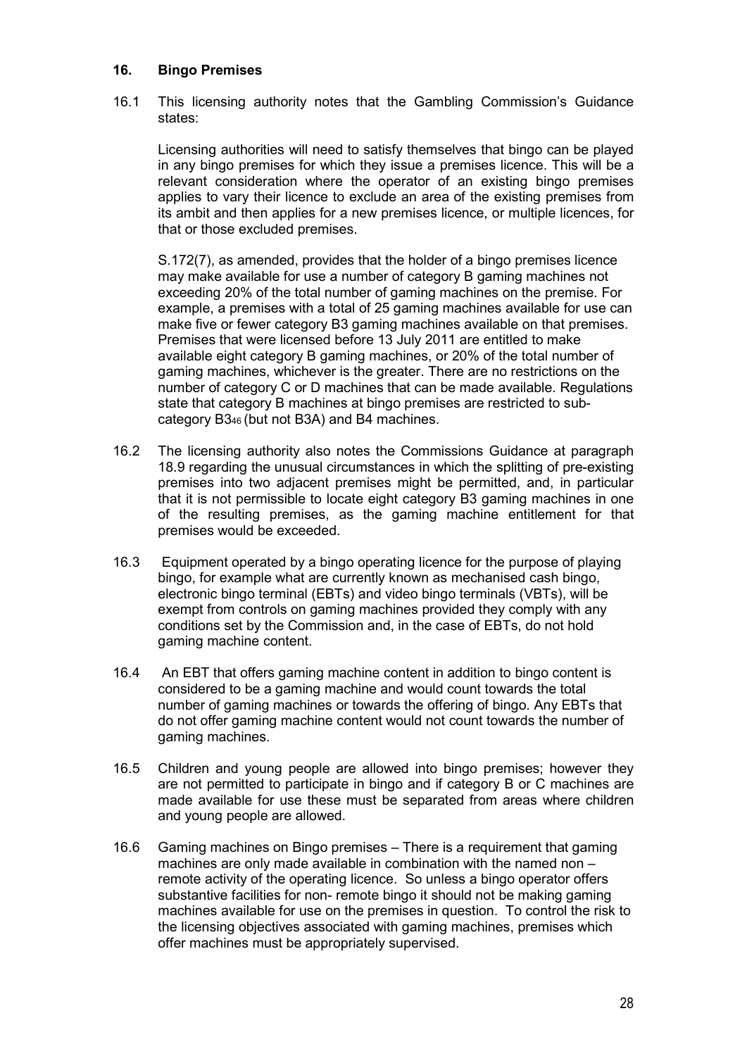## 16. Bingo Premises

16.1 This licensing authority notes that the Gambling Commission's Guidance states:

Licensing authorities will need to satisfy themselves that bingo can be played in any bingo premises for which they issue a premises licence. This will be a relevant consideration where the operator of an existing bingo premises applies to vary their licence to exclude an area of the existing premises from its ambit and then applies for a new premises licence, or multiple licences, for that or those excluded premises.

S.172(7), as amended, provides that the holder of a bingo premises licence may make available for use a number of category B gaming machines not exceeding 20% of the total number of gaming machines on the premise. For example, a premises with a total of 25 gaming machines available for use can make five or fewer category B3 gaming machines available on that premises. Premises that were licensed before 13 July 2011 are entitled to make available eight category B gaming machines, or 20% of the total number of gaming machines, whichever is the greater. There are no restrictions on the number of category C or D machines that can be made available. Regulations state that category B machines at bingo premises are restricted to sub-category B3[46] (but not B3A) and B4 machines.

16.2 The licensing authority also notes the Commissions Guidance at paragraph 18.9 regarding the unusual circumstances in which the splitting of pre-existing premises into two adjacent premises might be permitted, and, in particular that it is not permissible to locate eight category B3 gaming machines in one of the resulting premises, as the gaming machine entitlement for that premises would be exceeded.

16.3 Equipment operated by a bingo operating licence for the purpose of playing bingo, for example what are currently known as mechanised cash bingo, electronic bingo terminal (EBTs) and video bingo terminals (VBTs), will be exempt from controls on gaming machines provided they comply with any conditions set by the Commission and, in the case of EBTs, do not hold gaming machine content.

16.4 An EBT that offers gaming machine content in addition to bingo content is considered to be a gaming machine and would count towards the total number of gaming machines or towards the offering of bingo. Any EBTs that do not offer gaming machine content would not count towards the number of gaming machines.

16.5 Children and young people are allowed into bingo premises; however they are not permitted to participate in bingo and if category B or C machines are made available for use these must be separated from areas where children and young people are allowed.

16.6 Gaming machines on Bingo premises – There is a requirement that gaming machines are only made available in combination with the named non – remote activity of the operating licence. So unless a bingo operator offers substantive facilities for non- remote bingo it should not be making gaming machines available for use on the premises in question. To control the risk to the licensing objectives associated with gaming machines, premises which offer machines must be appropriately supervised.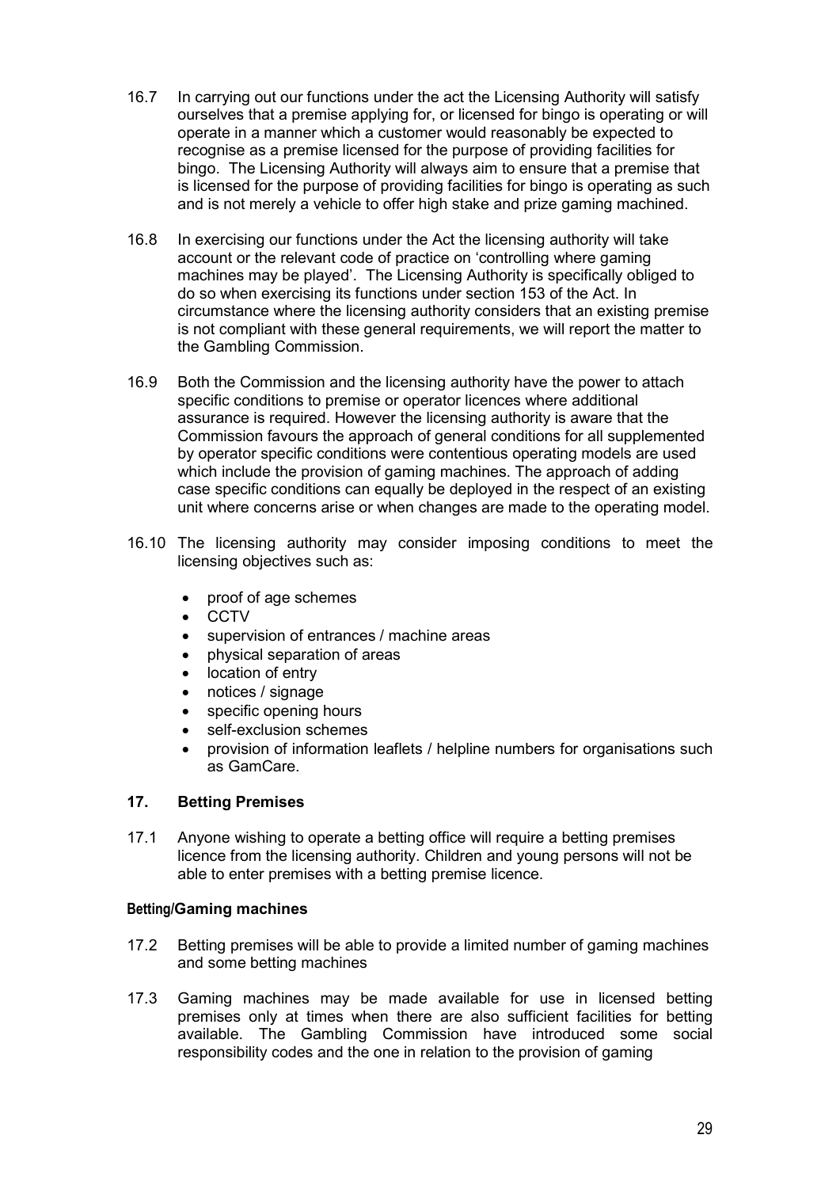16.7 In carrying out our functions under the act the Licensing Authority will satisfy ourselves that a premise applying for, or licensed for bingo is operating or will operate in a manner which a customer would reasonably be expected to recognise as a premise licensed for the purpose of providing facilities for bingo. The Licensing Authority will always aim to ensure that a premise that is licensed for the purpose of providing facilities for bingo is operating as such and is not merely a vehicle to offer high stake and prize gaming machined.

16.8 In exercising our functions under the Act the licensing authority will take account or the relevant code of practice on 'controlling where gaming machines may be played'. The Licensing Authority is specifically obliged to do so when exercising its functions under section 153 of the Act. In circumstance where the licensing authority considers that an existing premise is not compliant with these general requirements, we will report the matter to the Gambling Commission.

16.9 Both the Commission and the licensing authority have the power to attach specific conditions to premise or operator licences where additional assurance is required. However the licensing authority is aware that the Commission favours the approach of general conditions for all supplemented by operator specific conditions were contentious operating models are used which include the provision of gaming machines. The approach of adding case specific conditions can equally be deployed in the respect of an existing unit where concerns arise or when changes are made to the operating model.

16.10 The licensing authority may consider imposing conditions to meet the licensing objectives such as:

- proof of age schemes
- CCTV
- supervision of entrances / machine areas
- physical separation of areas
- location of entry
- notices / signage
- specific opening hours
- self-exclusion schemes
- provision of information leaflets / helpline numbers for organisations such as GamCare.

## 17. Betting Premises

17.1 Anyone wishing to operate a betting office will require a betting premises licence from the licensing authority. Children and young persons will not be able to enter premises with a betting premise licence.

### Betting/Gaming machines

17.2 Betting premises will be able to provide a limited number of gaming machines and some betting machines

17.3 Gaming machines may be made available for use in licensed betting premises only at times when there are also sufficient facilities for betting available. The Gambling Commission have introduced some social responsibility codes and the one in relation to the provision of gaming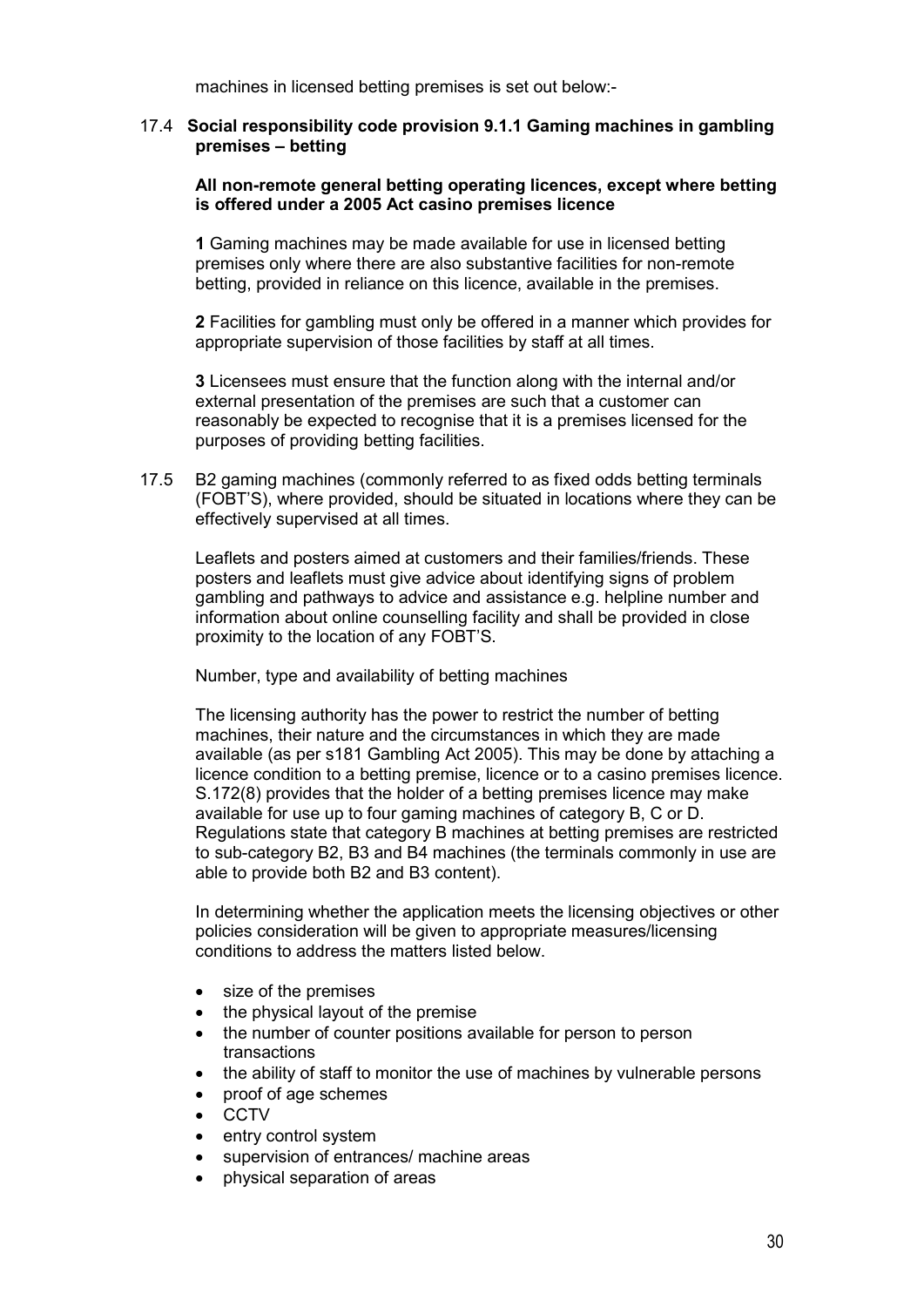machines in licensed betting premises is set out below:-

17.4 **Social responsibility code provision 9.1.1 Gaming machines in gambling premises – betting**

**All non-remote general betting operating licences, except where betting is offered under a 2005 Act casino premises licence**

**1** Gaming machines may be made available for use in licensed betting premises only where there are also substantive facilities for non-remote betting, provided in reliance on this licence, available in the premises.

**2** Facilities for gambling must only be offered in a manner which provides for appropriate supervision of those facilities by staff at all times.

**3** Licensees must ensure that the function along with the internal and/or external presentation of the premises are such that a customer can reasonably be expected to recognise that it is a premises licensed for the purposes of providing betting facilities.

17.5 B2 gaming machines (commonly referred to as fixed odds betting terminals (FOBT'S), where provided, should be situated in locations where they can be effectively supervised at all times.

Leaflets and posters aimed at customers and their families/friends. These posters and leaflets must give advice about identifying signs of problem gambling and pathways to advice and assistance e.g. helpline number and information about online counselling facility and shall be provided in close proximity to the location of any FOBT'S.

Number, type and availability of betting machines

The licensing authority has the power to restrict the number of betting machines, their nature and the circumstances in which they are made available (as per s181 Gambling Act 2005). This may be done by attaching a licence condition to a betting premise, licence or to a casino premises licence. S.172(8) provides that the holder of a betting premises licence may make available for use up to four gaming machines of category B, C or D. Regulations state that category B machines at betting premises are restricted to sub-category B2, B3 and B4 machines (the terminals commonly in use are able to provide both B2 and B3 content).

In determining whether the application meets the licensing objectives or other policies consideration will be given to appropriate measures/licensing conditions to address the matters listed below.

- size of the premises
- the physical layout of the premise
- the number of counter positions available for person to person transactions
- the ability of staff to monitor the use of machines by vulnerable persons
- proof of age schemes
- CCTV
- entry control system
- supervision of entrances/ machine areas
- physical separation of areas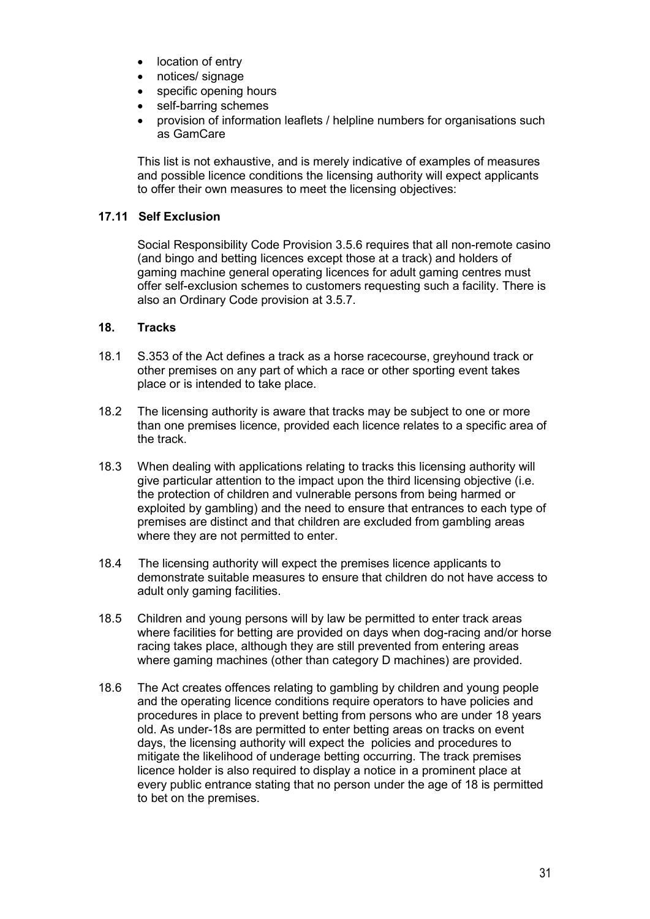- location of entry
- notices/ signage
- specific opening hours
- self-barring schemes
- provision of information leaflets / helpline numbers for organisations such as GamCare

This list is not exhaustive, and is merely indicative of examples of measures and possible licence conditions the licensing authority will expect applicants to offer their own measures to meet the licensing objectives:

### 17.11 Self Exclusion

Social Responsibility Code Provision 3.5.6 requires that all non-remote casino (and bingo and betting licences except those at a track) and holders of gaming machine general operating licences for adult gaming centres must offer self-exclusion schemes to customers requesting such a facility. There is also an Ordinary Code provision at 3.5.7.

## 18. Tracks

18.1 S.353 of the Act defines a track as a horse racecourse, greyhound track or other premises on any part of which a race or other sporting event takes place or is intended to take place.

18.2 The licensing authority is aware that tracks may be subject to one or more than one premises licence, provided each licence relates to a specific area of the track.

18.3 When dealing with applications relating to tracks this licensing authority will give particular attention to the impact upon the third licensing objective (i.e. the protection of children and vulnerable persons from being harmed or exploited by gambling) and the need to ensure that entrances to each type of premises are distinct and that children are excluded from gambling areas where they are not permitted to enter.

18.4 The licensing authority will expect the premises licence applicants to demonstrate suitable measures to ensure that children do not have access to adult only gaming facilities.

18.5 Children and young persons will by law be permitted to enter track areas where facilities for betting are provided on days when dog-racing and/or horse racing takes place, although they are still prevented from entering areas where gaming machines (other than category D machines) are provided.

18.6 The Act creates offences relating to gambling by children and young people and the operating licence conditions require operators to have policies and procedures in place to prevent betting from persons who are under 18 years old. As under-18s are permitted to enter betting areas on tracks on event days, the licensing authority will expect the policies and procedures to mitigate the likelihood of underage betting occurring. The track premises licence holder is also required to display a notice in a prominent place at every public entrance stating that no person under the age of 18 is permitted to bet on the premises.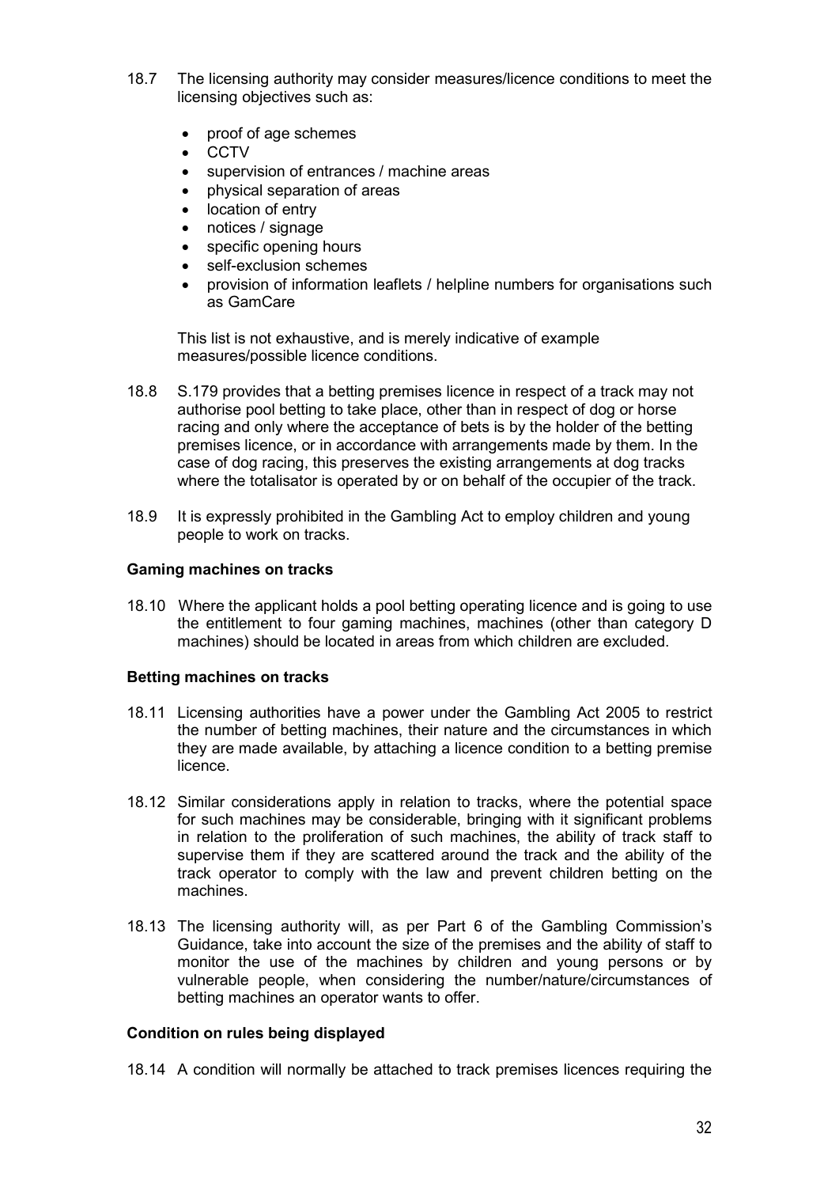18.7 The licensing authority may consider measures/licence conditions to meet the licensing objectives such as:

- proof of age schemes
- CCTV
- supervision of entrances / machine areas
- physical separation of areas
- location of entry
- notices / signage
- specific opening hours
- self-exclusion schemes
- provision of information leaflets / helpline numbers for organisations such as GamCare

This list is not exhaustive, and is merely indicative of example measures/possible licence conditions.

18.8 S.179 provides that a betting premises licence in respect of a track may not authorise pool betting to take place, other than in respect of dog or horse racing and only where the acceptance of bets is by the holder of the betting premises licence, or in accordance with arrangements made by them. In the case of dog racing, this preserves the existing arrangements at dog tracks where the totalisator is operated by or on behalf of the occupier of the track.

18.9 It is expressly prohibited in the Gambling Act to employ children and young people to work on tracks.

**Gaming machines on tracks**

18.10 Where the applicant holds a pool betting operating licence and is going to use the entitlement to four gaming machines, machines (other than category D machines) should be located in areas from which children are excluded.

**Betting machines on tracks**

18.11 Licensing authorities have a power under the Gambling Act 2005 to restrict the number of betting machines, their nature and the circumstances in which they are made available, by attaching a licence condition to a betting premise licence.

18.12 Similar considerations apply in relation to tracks, where the potential space for such machines may be considerable, bringing with it significant problems in relation to the proliferation of such machines, the ability of track staff to supervise them if they are scattered around the track and the ability of the track operator to comply with the law and prevent children betting on the machines.

18.13 The licensing authority will, as per Part 6 of the Gambling Commission's Guidance, take into account the size of the premises and the ability of staff to monitor the use of the machines by children and young persons or by vulnerable people, when considering the number/nature/circumstances of betting machines an operator wants to offer.

**Condition on rules being displayed**

18.14 A condition will normally be attached to track premises licences requiring the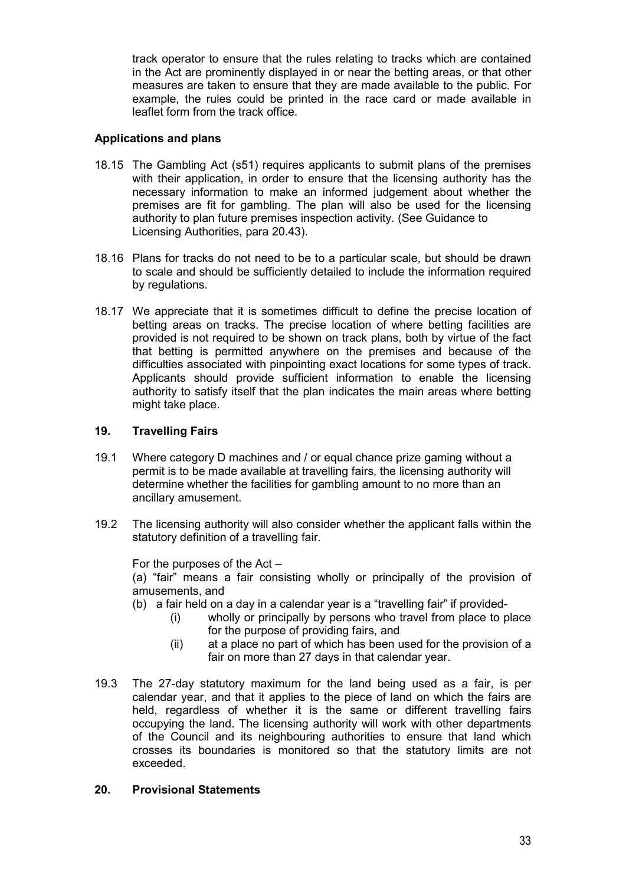track operator to ensure that the rules relating to tracks which are contained in the Act are prominently displayed in or near the betting areas, or that other measures are taken to ensure that they are made available to the public. For example, the rules could be printed in the race card or made available in leaflet form from the track office.

**Applications and plans**

18.15 The Gambling Act (s51) requires applicants to submit plans of the premises with their application, in order to ensure that the licensing authority has the necessary information to make an informed judgement about whether the premises are fit for gambling. The plan will also be used for the licensing authority to plan future premises inspection activity. (See Guidance to Licensing Authorities, para 20.43).

18.16 Plans for tracks do not need to be to a particular scale, but should be drawn to scale and should be sufficiently detailed to include the information required by regulations.

18.17 We appreciate that it is sometimes difficult to define the precise location of betting areas on tracks. The precise location of where betting facilities are provided is not required to be shown on track plans, both by virtue of the fact that betting is permitted anywhere on the premises and because of the difficulties associated with pinpointing exact locations for some types of track. Applicants should provide sufficient information to enable the licensing authority to satisfy itself that the plan indicates the main areas where betting might take place.

## 19. Travelling Fairs

19.1 Where category D machines and / or equal chance prize gaming without a permit is to be made available at travelling fairs, the licensing authority will determine whether the facilities for gambling amount to no more than an ancillary amusement.

19.2 The licensing authority will also consider whether the applicant falls within the statutory definition of a travelling fair.

For the purposes of the Act –

(a) "fair" means a fair consisting wholly or principally of the provision of amusements, and

(b) a fair held on a day in a calendar year is a "travelling fair" if provided-
   - (i) wholly or principally by persons who travel from place to place for the purpose of providing fairs, and
   - (ii) at a place no part of which has been used for the provision of a fair on more than 27 days in that calendar year.

19.3 The 27-day statutory maximum for the land being used as a fair, is per calendar year, and that it applies to the piece of land on which the fairs are held, regardless of whether it is the same or different travelling fairs occupying the land. The licensing authority will work with other departments of the Council and its neighbouring authorities to ensure that land which crosses its boundaries is monitored so that the statutory limits are not exceeded.

## 20. Provisional Statements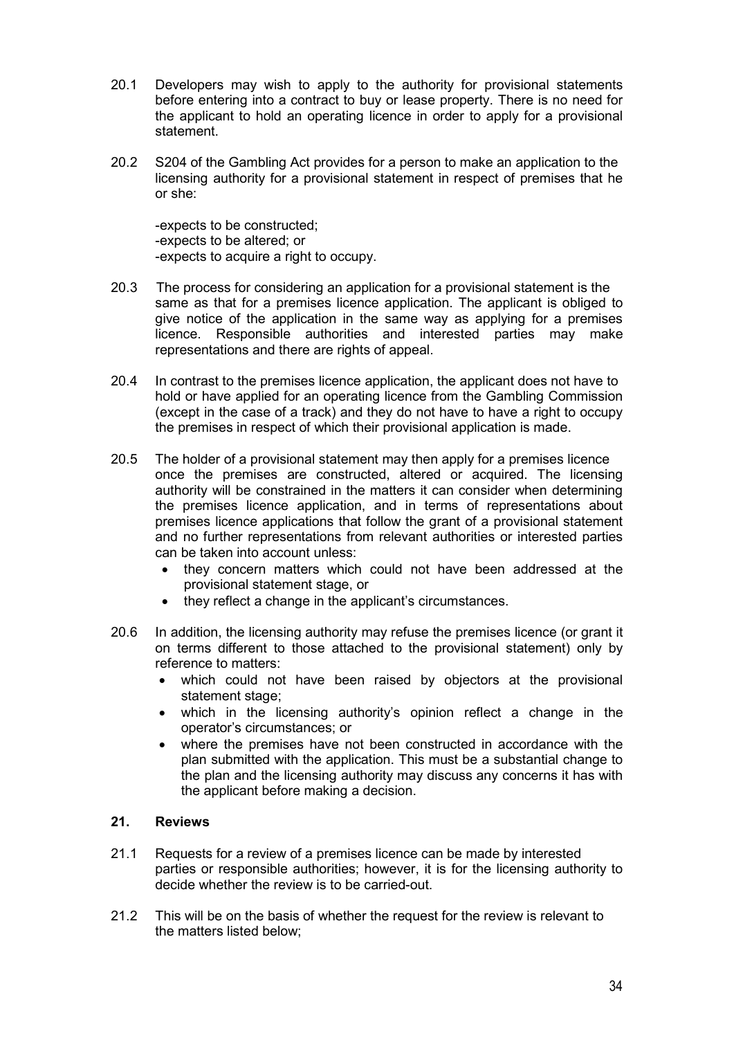20.1 Developers may wish to apply to the authority for provisional statements before entering into a contract to buy or lease property. There is no need for the applicant to hold an operating licence in order to apply for a provisional statement.

20.2 S204 of the Gambling Act provides for a person to make an application to the licensing authority for a provisional statement in respect of premises that he or she:

-expects to be constructed;
-expects to be altered; or
-expects to acquire a right to occupy.

20.3 The process for considering an application for a provisional statement is the same as that for a premises licence application. The applicant is obliged to give notice of the application in the same way as applying for a premises licence. Responsible authorities and interested parties may make representations and there are rights of appeal.

20.4 In contrast to the premises licence application, the applicant does not have to hold or have applied for an operating licence from the Gambling Commission (except in the case of a track) and they do not have to have a right to occupy the premises in respect of which their provisional application is made.

20.5 The holder of a provisional statement may then apply for a premises licence once the premises are constructed, altered or acquired. The licensing authority will be constrained in the matters it can consider when determining the premises licence application, and in terms of representations about premises licence applications that follow the grant of a provisional statement and no further representations from relevant authorities or interested parties can be taken into account unless:

- they concern matters which could not have been addressed at the provisional statement stage, or
- they reflect a change in the applicant's circumstances.

20.6 In addition, the licensing authority may refuse the premises licence (or grant it on terms different to those attached to the provisional statement) only by reference to matters:

- which could not have been raised by objectors at the provisional statement stage;
- which in the licensing authority's opinion reflect a change in the operator's circumstances; or
- where the premises have not been constructed in accordance with the plan submitted with the application. This must be a substantial change to the plan and the licensing authority may discuss any concerns it has with the applicant before making a decision.

## 21. Reviews

21.1 Requests for a review of a premises licence can be made by interested parties or responsible authorities; however, it is for the licensing authority to decide whether the review is to be carried-out.

21.2 This will be on the basis of whether the request for the review is relevant to the matters listed below;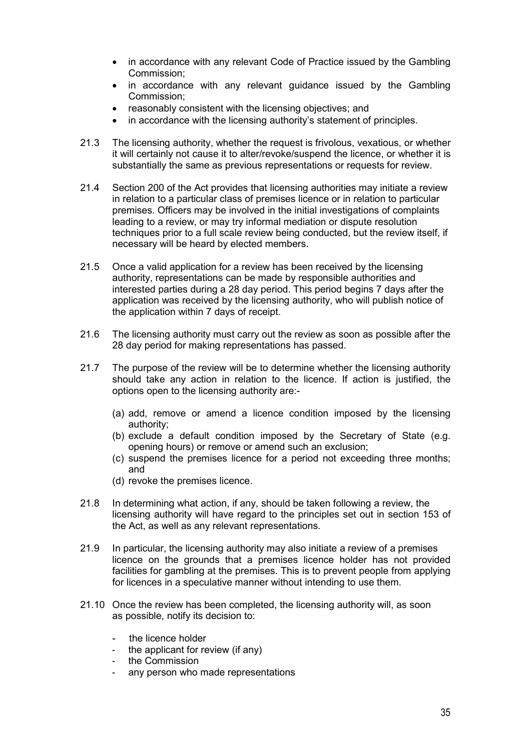- in accordance with any relevant Code of Practice issued by the Gambling Commission;
- in accordance with any relevant guidance issued by the Gambling Commission;
- reasonably consistent with the licensing objectives; and
- in accordance with the licensing authority's statement of principles.

21.3 The licensing authority, whether the request is frivolous, vexatious, or whether it will certainly not cause it to alter/revoke/suspend the licence, or whether it is substantially the same as previous representations or requests for review.

21.4 Section 200 of the Act provides that licensing authorities may initiate a review in relation to a particular class of premises licence or in relation to particular premises. Officers may be involved in the initial investigations of complaints leading to a review, or may try informal mediation or dispute resolution techniques prior to a full scale review being conducted, but the review itself, if necessary will be heard by elected members.

21.5 Once a valid application for a review has been received by the licensing authority, representations can be made by responsible authorities and interested parties during a 28 day period. This period begins 7 days after the application was received by the licensing authority, who will publish notice of the application within 7 days of receipt.

21.6 The licensing authority must carry out the review as soon as possible after the 28 day period for making representations has passed.

21.7 The purpose of the review will be to determine whether the licensing authority should take any action in relation to the licence. If action is justified, the options open to the licensing authority are:-

(a) add, remove or amend a licence condition imposed by the licensing authority;
(b) exclude a default condition imposed by the Secretary of State (e.g. opening hours) or remove or amend such an exclusion;
(c) suspend the premises licence for a period not exceeding three months; and
(d) revoke the premises licence.

21.8 In determining what action, if any, should be taken following a review, the licensing authority will have regard to the principles set out in section 153 of the Act, as well as any relevant representations.

21.9 In particular, the licensing authority may also initiate a review of a premises licence on the grounds that a premises licence holder has not provided facilities for gambling at the premises. This is to prevent people from applying for licences in a speculative manner without intending to use them.

21.10 Once the review has been completed, the licensing authority will, as soon as possible, notify its decision to:

- the licence holder
- the applicant for review (if any)
- the Commission
- any person who made representations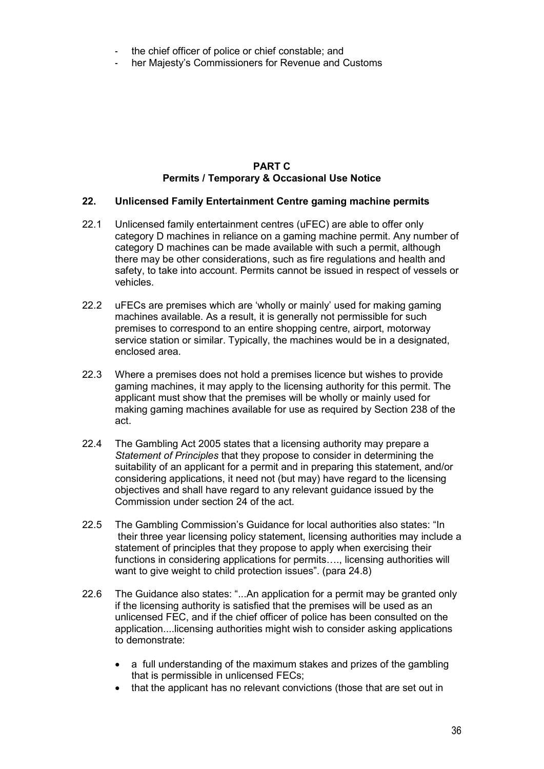- the chief officer of police or chief constable; and
- her Majesty's Commissioners for Revenue and Customs

## PART C
## Permits / Temporary & Occasional Use Notice

### 22. Unlicensed Family Entertainment Centre gaming machine permits

22.1 Unlicensed family entertainment centres (uFEC) are able to offer only category D machines in reliance on a gaming machine permit. Any number of category D machines can be made available with such a permit, although there may be other considerations, such as fire regulations and health and safety, to take into account. Permits cannot be issued in respect of vessels or vehicles.

22.2 uFECs are premises which are 'wholly or mainly' used for making gaming machines available. As a result, it is generally not permissible for such premises to correspond to an entire shopping centre, airport, motorway service station or similar. Typically, the machines would be in a designated, enclosed area.

22.3 Where a premises does not hold a premises licence but wishes to provide gaming machines, it may apply to the licensing authority for this permit. The applicant must show that the premises will be wholly or mainly used for making gaming machines available for use as required by Section 238 of the act.

22.4 The Gambling Act 2005 states that a licensing authority may prepare a *Statement of Principles* that they propose to consider in determining the suitability of an applicant for a permit and in preparing this statement, and/or considering applications, it need not (but may) have regard to the licensing objectives and shall have regard to any relevant guidance issued by the Commission under section 24 of the act.

22.5 The Gambling Commission's Guidance for local authorities also states: "In their three year licensing policy statement, licensing authorities may include a statement of principles that they propose to apply when exercising their functions in considering applications for permits…., licensing authorities will want to give weight to child protection issues". (para 24.8)

22.6 The Guidance also states: "...An application for a permit may be granted only if the licensing authority is satisfied that the premises will be used as an unlicensed FEC, and if the chief officer of police has been consulted on the application....licensing authorities might wish to consider asking applications to demonstrate:

- a full understanding of the maximum stakes and prizes of the gambling that is permissible in unlicensed FECs;
- that the applicant has no relevant convictions (those that are set out in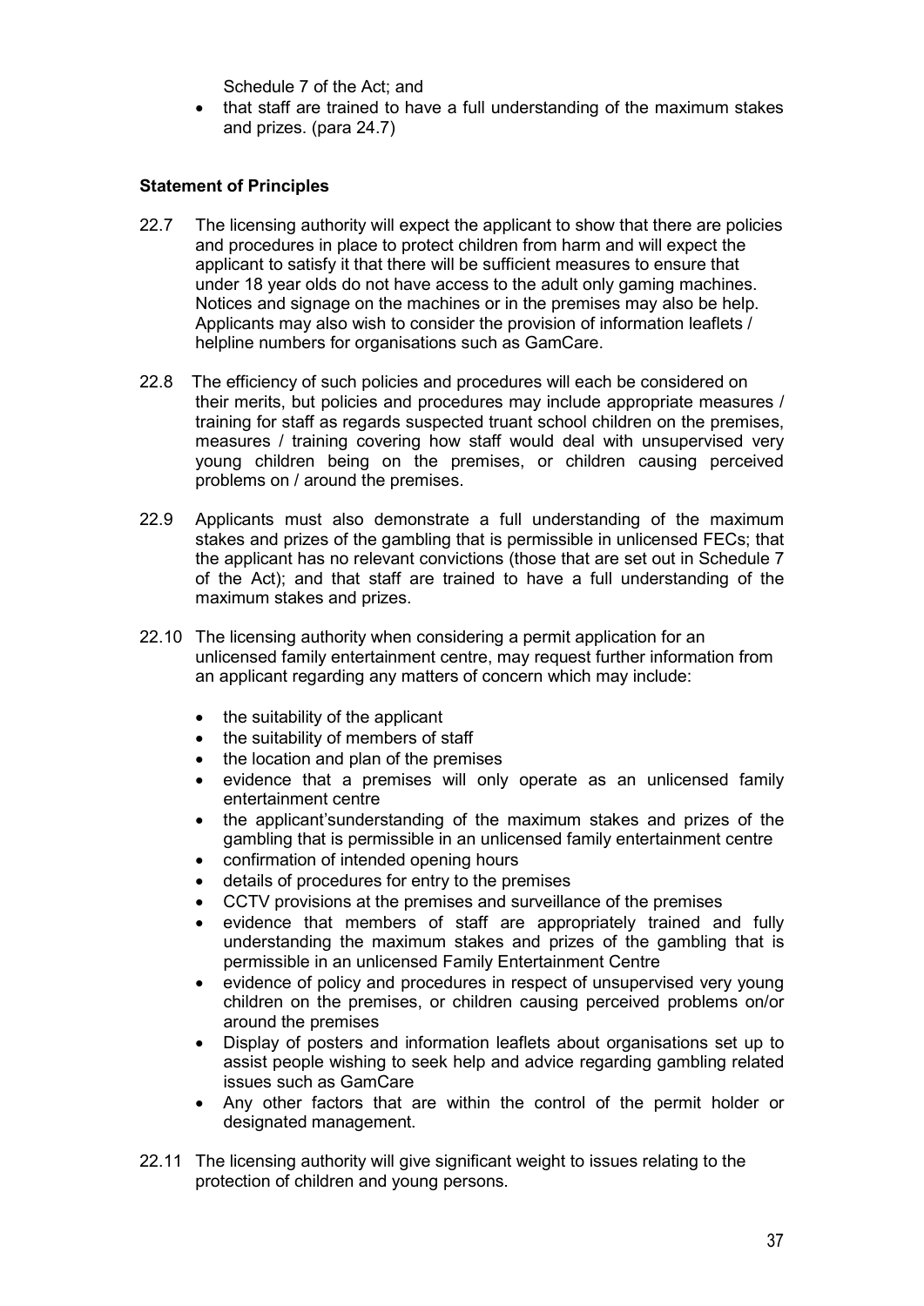Schedule 7 of the Act; and

- that staff are trained to have a full understanding of the maximum stakes and prizes. (para 24.7)

**Statement of Principles**

22.7 The licensing authority will expect the applicant to show that there are policies and procedures in place to protect children from harm and will expect the applicant to satisfy it that there will be sufficient measures to ensure that under 18 year olds do not have access to the adult only gaming machines. Notices and signage on the machines or in the premises may also be help. Applicants may also wish to consider the provision of information leaflets / helpline numbers for organisations such as GamCare.

22.8 The efficiency of such policies and procedures will each be considered on their merits, but policies and procedures may include appropriate measures / training for staff as regards suspected truant school children on the premises, measures / training covering how staff would deal with unsupervised very young children being on the premises, or children causing perceived problems on / around the premises.

22.9 Applicants must also demonstrate a full understanding of the maximum stakes and prizes of the gambling that is permissible in unlicensed FECs; that the applicant has no relevant convictions (those that are set out in Schedule 7 of the Act); and that staff are trained to have a full understanding of the maximum stakes and prizes.

22.10 The licensing authority when considering a permit application for an unlicensed family entertainment centre, may request further information from an applicant regarding any matters of concern which may include:

- the suitability of the applicant
- the suitability of members of staff
- the location and plan of the premises
- evidence that a premises will only operate as an unlicensed family entertainment centre
- the applicant'sunderstanding of the maximum stakes and prizes of the gambling that is permissible in an unlicensed family entertainment centre
- confirmation of intended opening hours
- details of procedures for entry to the premises
- CCTV provisions at the premises and surveillance of the premises
- evidence that members of staff are appropriately trained and fully understanding the maximum stakes and prizes of the gambling that is permissible in an unlicensed Family Entertainment Centre
- evidence of policy and procedures in respect of unsupervised very young children on the premises, or children causing perceived problems on/or around the premises
- Display of posters and information leaflets about organisations set up to assist people wishing to seek help and advice regarding gambling related issues such as GamCare
- Any other factors that are within the control of the permit holder or designated management.

22.11 The licensing authority will give significant weight to issues relating to the protection of children and young persons.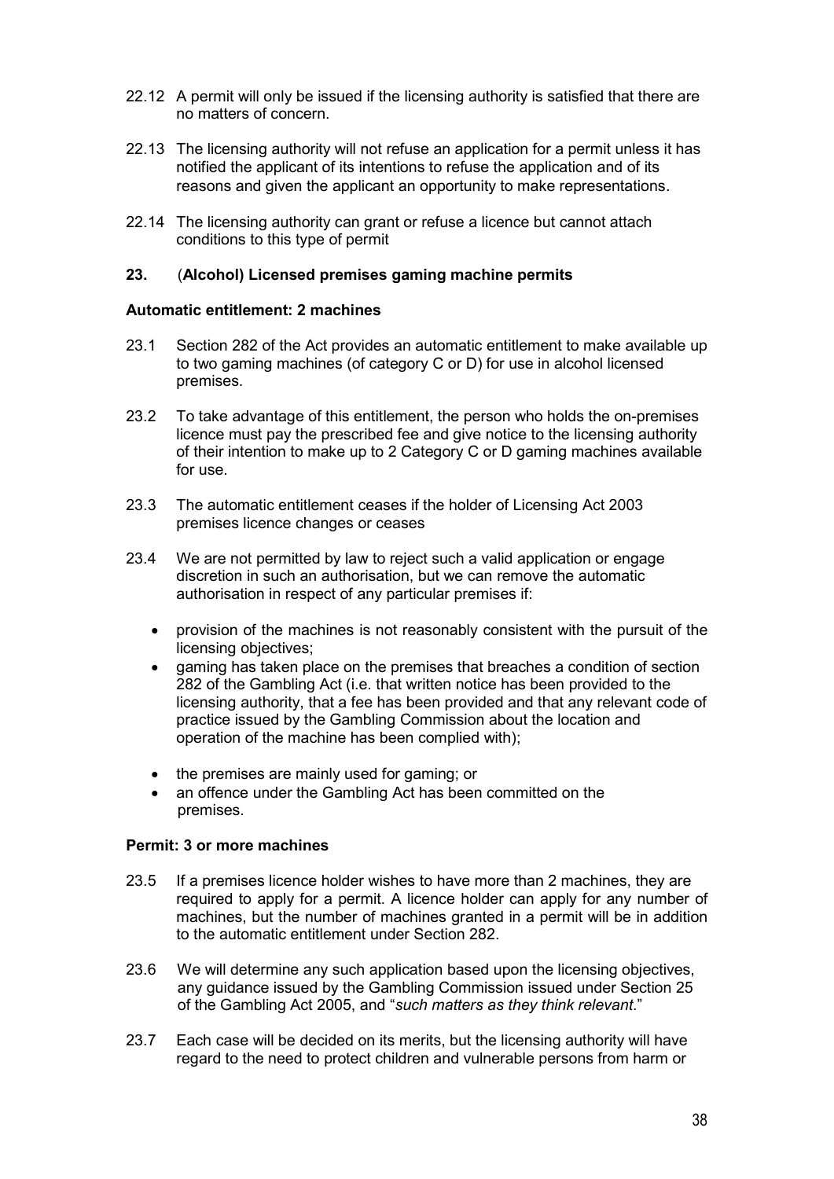22.12 A permit will only be issued if the licensing authority is satisfied that there are no matters of concern.

22.13 The licensing authority will not refuse an application for a permit unless it has notified the applicant of its intentions to refuse the application and of its reasons and given the applicant an opportunity to make representations.

22.14 The licensing authority can grant or refuse a licence but cannot attach conditions to this type of permit

## 23. (Alcohol) Licensed premises gaming machine permits

**Automatic entitlement: 2 machines**

23.1 Section 282 of the Act provides an automatic entitlement to make available up to two gaming machines (of category C or D) for use in alcohol licensed premises.

23.2 To take advantage of this entitlement, the person who holds the on-premises licence must pay the prescribed fee and give notice to the licensing authority of their intention to make up to 2 Category C or D gaming machines available for use.

23.3 The automatic entitlement ceases if the holder of Licensing Act 2003 premises licence changes or ceases

23.4 We are not permitted by law to reject such a valid application or engage discretion in such an authorisation, but we can remove the automatic authorisation in respect of any particular premises if:

- provision of the machines is not reasonably consistent with the pursuit of the licensing objectives;
- gaming has taken place on the premises that breaches a condition of section 282 of the Gambling Act (i.e. that written notice has been provided to the licensing authority, that a fee has been provided and that any relevant code of practice issued by the Gambling Commission about the location and operation of the machine has been complied with);
- the premises are mainly used for gaming; or
- an offence under the Gambling Act has been committed on the premises.

**Permit: 3 or more machines**

23.5 If a premises licence holder wishes to have more than 2 machines, they are required to apply for a permit. A licence holder can apply for any number of machines, but the number of machines granted in a permit will be in addition to the automatic entitlement under Section 282.

23.6 We will determine any such application based upon the licensing objectives, any guidance issued by the Gambling Commission issued under Section 25 of the Gambling Act 2005, and "*such matters as they think relevant*."

23.7 Each case will be decided on its merits, but the licensing authority will have regard to the need to protect children and vulnerable persons from harm or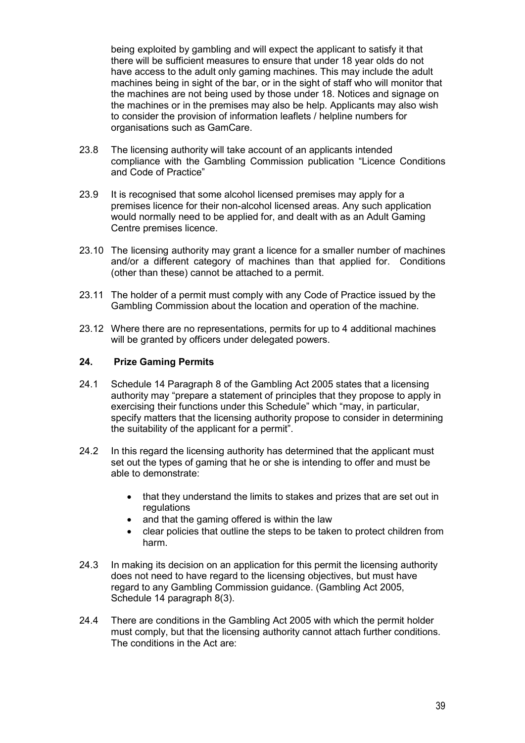being exploited by gambling and will expect the applicant to satisfy it that there will be sufficient measures to ensure that under 18 year olds do not have access to the adult only gaming machines. This may include the adult machines being in sight of the bar, or in the sight of staff who will monitor that the machines are not being used by those under 18. Notices and signage on the machines or in the premises may also be help. Applicants may also wish to consider the provision of information leaflets / helpline numbers for organisations such as GamCare.

23.8 The licensing authority will take account of an applicants intended compliance with the Gambling Commission publication "Licence Conditions and Code of Practice"

23.9 It is recognised that some alcohol licensed premises may apply for a premises licence for their non-alcohol licensed areas. Any such application would normally need to be applied for, and dealt with as an Adult Gaming Centre premises licence.

23.10 The licensing authority may grant a licence for a smaller number of machines and/or a different category of machines than that applied for. Conditions (other than these) cannot be attached to a permit.

23.11 The holder of a permit must comply with any Code of Practice issued by the Gambling Commission about the location and operation of the machine.

23.12 Where there are no representations, permits for up to 4 additional machines will be granted by officers under delegated powers.

## 24. Prize Gaming Permits

24.1 Schedule 14 Paragraph 8 of the Gambling Act 2005 states that a licensing authority may "prepare a statement of principles that they propose to apply in exercising their functions under this Schedule" which "may, in particular, specify matters that the licensing authority propose to consider in determining the suitability of the applicant for a permit".

24.2 In this regard the licensing authority has determined that the applicant must set out the types of gaming that he or she is intending to offer and must be able to demonstrate:

- that they understand the limits to stakes and prizes that are set out in regulations
- and that the gaming offered is within the law
- clear policies that outline the steps to be taken to protect children from harm.

24.3 In making its decision on an application for this permit the licensing authority does not need to have regard to the licensing objectives, but must have regard to any Gambling Commission guidance. (Gambling Act 2005, Schedule 14 paragraph 8(3).

24.4 There are conditions in the Gambling Act 2005 with which the permit holder must comply, but that the licensing authority cannot attach further conditions. The conditions in the Act are: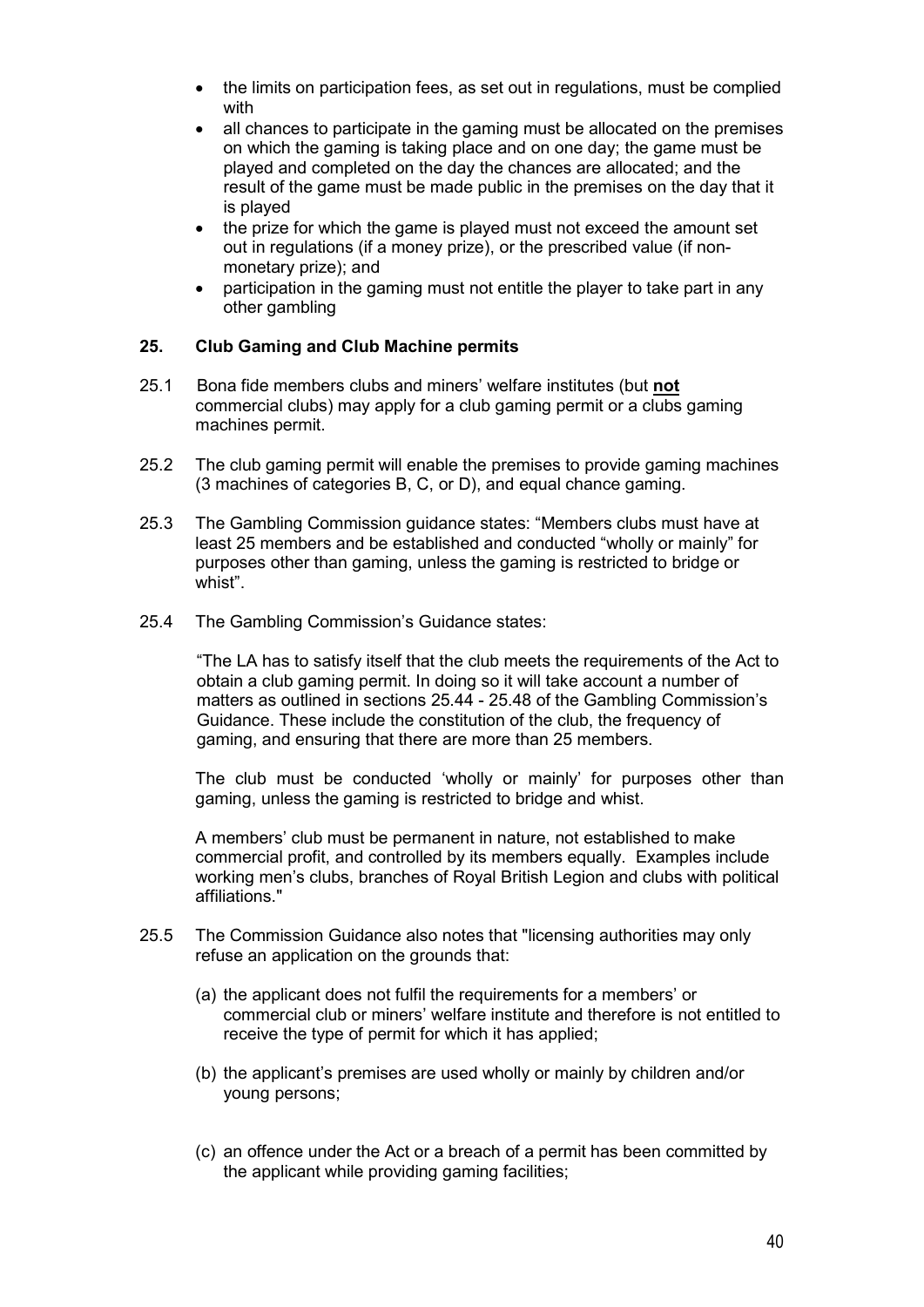- the limits on participation fees, as set out in regulations, must be complied with
- all chances to participate in the gaming must be allocated on the premises on which the gaming is taking place and on one day; the game must be played and completed on the day the chances are allocated; and the result of the game must be made public in the premises on the day that it is played
- the prize for which the game is played must not exceed the amount set out in regulations (if a money prize), or the prescribed value (if non-monetary prize); and
- participation in the gaming must not entitle the player to take part in any other gambling

## 25. Club Gaming and Club Machine permits

25.1 Bona fide members clubs and miners' welfare institutes (but **not** commercial clubs) may apply for a club gaming permit or a clubs gaming machines permit.

25.2 The club gaming permit will enable the premises to provide gaming machines (3 machines of categories B, C, or D), and equal chance gaming.

25.3 The Gambling Commission guidance states: "Members clubs must have at least 25 members and be established and conducted "wholly or mainly" for purposes other than gaming, unless the gaming is restricted to bridge or whist".

25.4 The Gambling Commission's Guidance states:

> "The LA has to satisfy itself that the club meets the requirements of the Act to obtain a club gaming permit. In doing so it will take account a number of matters as outlined in sections 25.44 - 25.48 of the Gambling Commission's Guidance. These include the constitution of the club, the frequency of gaming, and ensuring that there are more than 25 members.
>
> The club must be conducted 'wholly or mainly' for purposes other than gaming, unless the gaming is restricted to bridge and whist.
>
> A members' club must be permanent in nature, not established to make commercial profit, and controlled by its members equally. Examples include working men's clubs, branches of Royal British Legion and clubs with political affiliations."

25.5 The Commission Guidance also notes that "licensing authorities may only refuse an application on the grounds that:

(a) the applicant does not fulfil the requirements for a members' or commercial club or miners' welfare institute and therefore is not entitled to receive the type of permit for which it has applied;

(b) the applicant's premises are used wholly or mainly by children and/or young persons;

(c) an offence under the Act or a breach of a permit has been committed by the applicant while providing gaming facilities;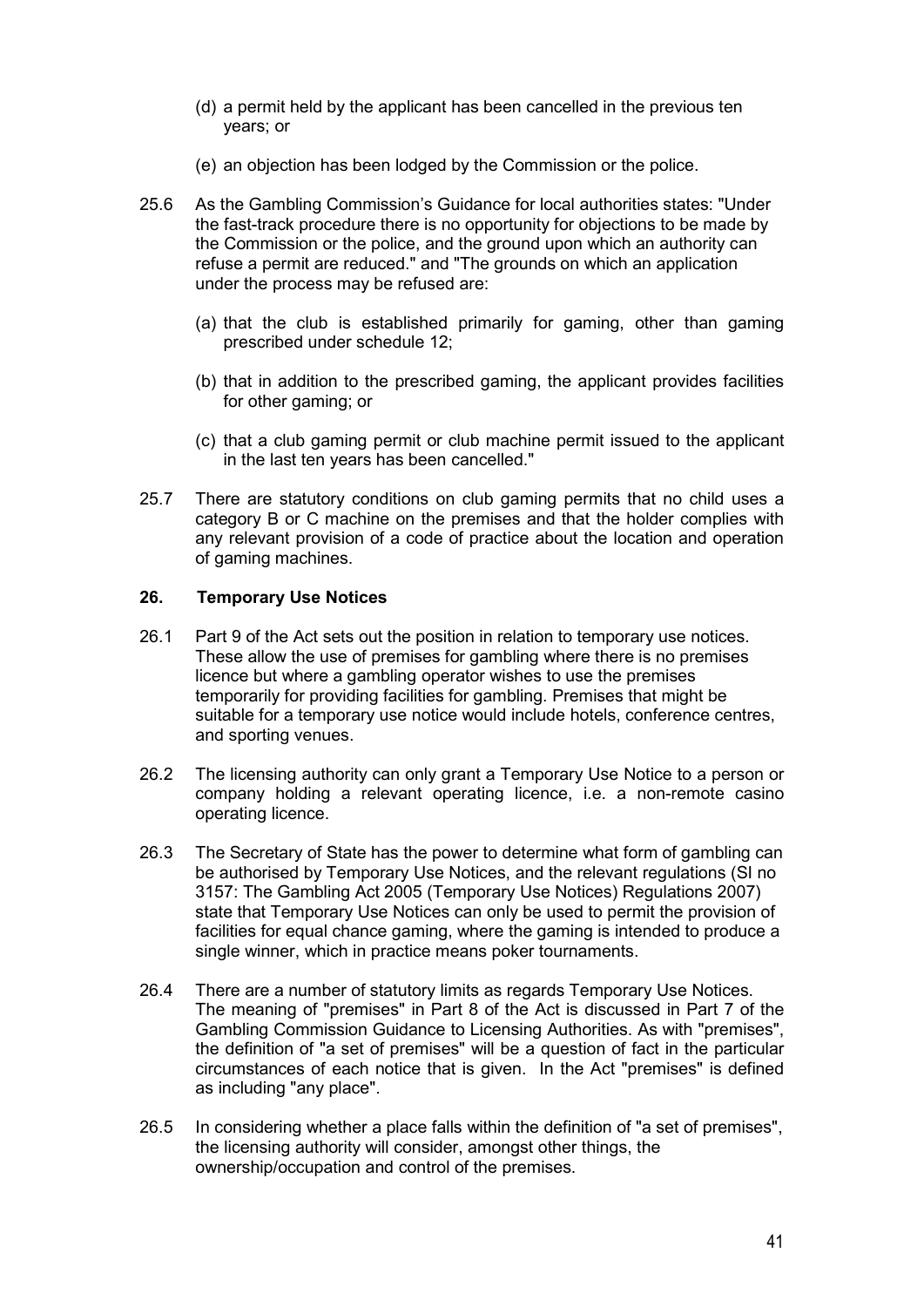(d) a permit held by the applicant has been cancelled in the previous ten years; or

(e) an objection has been lodged by the Commission or the police.

25.6 As the Gambling Commission's Guidance for local authorities states: "Under the fast-track procedure there is no opportunity for objections to be made by the Commission or the police, and the ground upon which an authority can refuse a permit are reduced." and "The grounds on which an application under the process may be refused are:

(a) that the club is established primarily for gaming, other than gaming prescribed under schedule 12;

(b) that in addition to the prescribed gaming, the applicant provides facilities for other gaming; or

(c) that a club gaming permit or club machine permit issued to the applicant in the last ten years has been cancelled."

25.7 There are statutory conditions on club gaming permits that no child uses a category B or C machine on the premises and that the holder complies with any relevant provision of a code of practice about the location and operation of gaming machines.

## 26. Temporary Use Notices

26.1 Part 9 of the Act sets out the position in relation to temporary use notices. These allow the use of premises for gambling where there is no premises licence but where a gambling operator wishes to use the premises temporarily for providing facilities for gambling. Premises that might be suitable for a temporary use notice would include hotels, conference centres, and sporting venues.

26.2 The licensing authority can only grant a Temporary Use Notice to a person or company holding a relevant operating licence, i.e. a non-remote casino operating licence.

26.3 The Secretary of State has the power to determine what form of gambling can be authorised by Temporary Use Notices, and the relevant regulations (SI no 3157: The Gambling Act 2005 (Temporary Use Notices) Regulations 2007) state that Temporary Use Notices can only be used to permit the provision of facilities for equal chance gaming, where the gaming is intended to produce a single winner, which in practice means poker tournaments.

26.4 There are a number of statutory limits as regards Temporary Use Notices. The meaning of "premises" in Part 8 of the Act is discussed in Part 7 of the Gambling Commission Guidance to Licensing Authorities. As with "premises", the definition of "a set of premises" will be a question of fact in the particular circumstances of each notice that is given. In the Act "premises" is defined as including "any place".

26.5 In considering whether a place falls within the definition of "a set of premises", the licensing authority will consider, amongst other things, the ownership/occupation and control of the premises.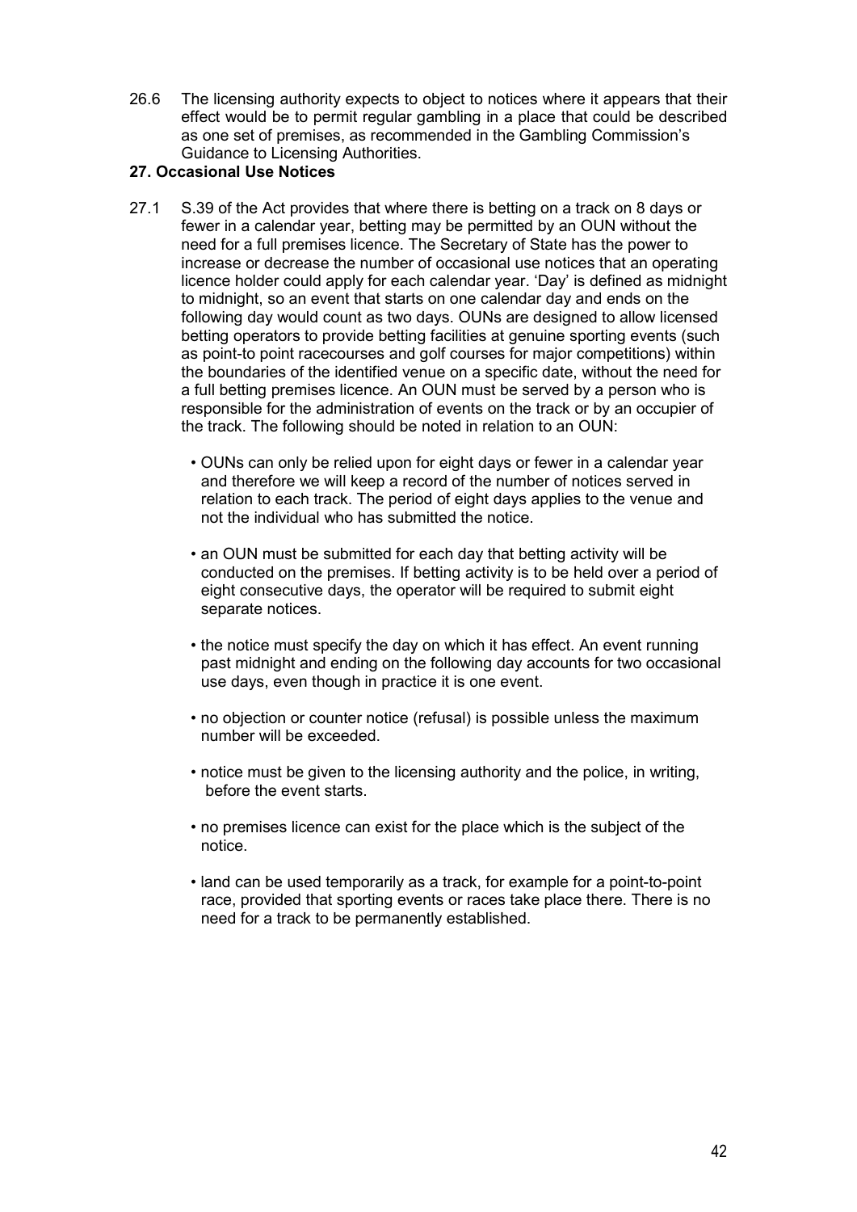26.6 The licensing authority expects to object to notices where it appears that their effect would be to permit regular gambling in a place that could be described as one set of premises, as recommended in the Gambling Commission's Guidance to Licensing Authorities.

## 27. Occasional Use Notices

27.1 S.39 of the Act provides that where there is betting on a track on 8 days or fewer in a calendar year, betting may be permitted by an OUN without the need for a full premises licence. The Secretary of State has the power to increase or decrease the number of occasional use notices that an operating licence holder could apply for each calendar year. 'Day' is defined as midnight to midnight, so an event that starts on one calendar day and ends on the following day would count as two days. OUNs are designed to allow licensed betting operators to provide betting facilities at genuine sporting events (such as point-to point racecourses and golf courses for major competitions) within the boundaries of the identified venue on a specific date, without the need for a full betting premises licence. An OUN must be served by a person who is responsible for the administration of events on the track or by an occupier of the track. The following should be noted in relation to an OUN:

- OUNs can only be relied upon for eight days or fewer in a calendar year and therefore we will keep a record of the number of notices served in relation to each track. The period of eight days applies to the venue and not the individual who has submitted the notice.
- an OUN must be submitted for each day that betting activity will be conducted on the premises. If betting activity is to be held over a period of eight consecutive days, the operator will be required to submit eight separate notices.
- the notice must specify the day on which it has effect. An event running past midnight and ending on the following day accounts for two occasional use days, even though in practice it is one event.
- no objection or counter notice (refusal) is possible unless the maximum number will be exceeded.
- notice must be given to the licensing authority and the police, in writing, before the event starts.
- no premises licence can exist for the place which is the subject of the notice.
- land can be used temporarily as a track, for example for a point-to-point race, provided that sporting events or races take place there. There is no need for a track to be permanently established.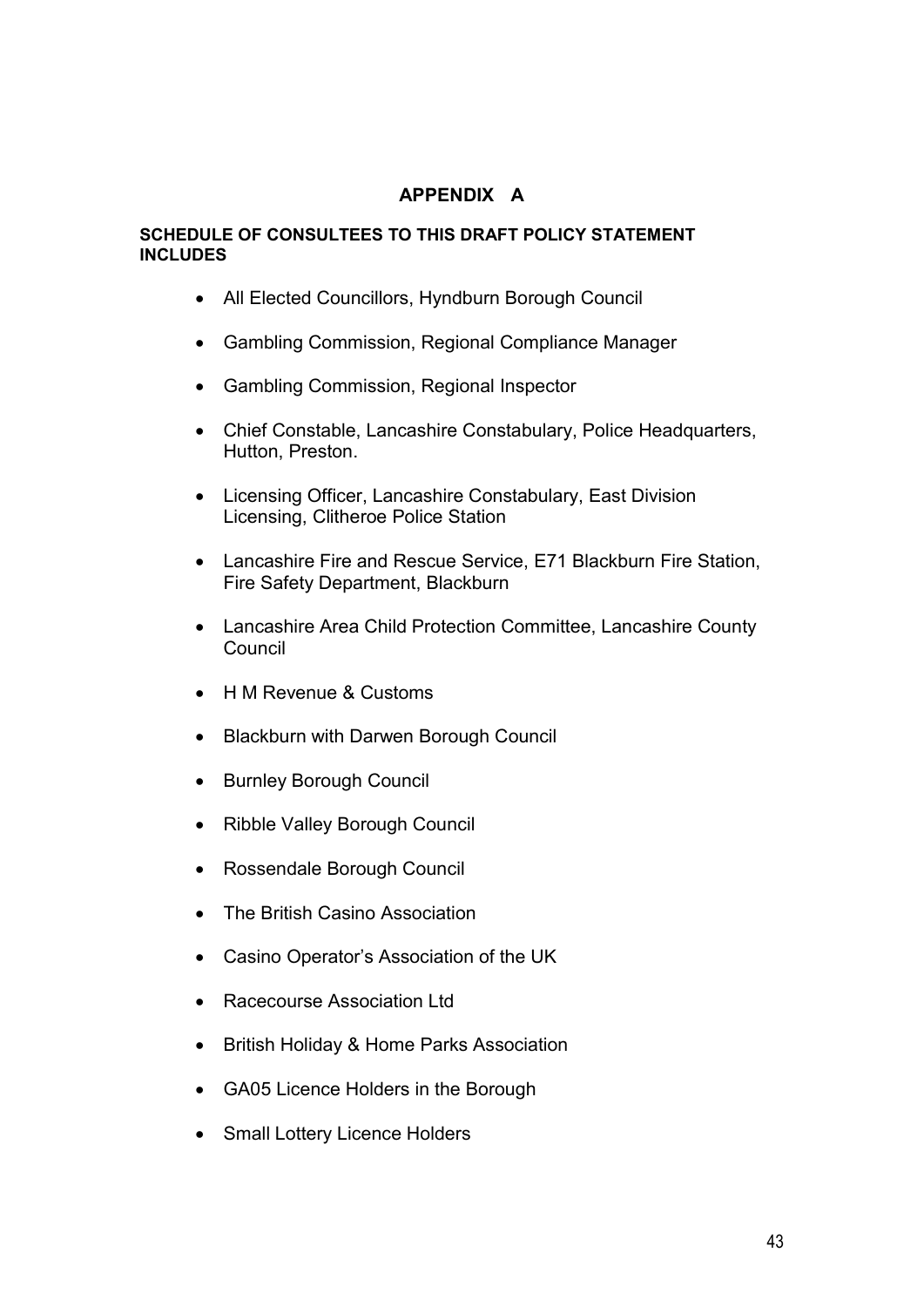# APPENDIX A

**SCHEDULE OF CONSULTEES TO THIS DRAFT POLICY STATEMENT INCLUDES**

- All Elected Councillors, Hyndburn Borough Council
- Gambling Commission, Regional Compliance Manager
- Gambling Commission, Regional Inspector
- Chief Constable, Lancashire Constabulary, Police Headquarters, Hutton, Preston.
- Licensing Officer, Lancashire Constabulary, East Division Licensing, Clitheroe Police Station
- Lancashire Fire and Rescue Service, E71 Blackburn Fire Station, Fire Safety Department, Blackburn
- Lancashire Area Child Protection Committee, Lancashire County Council
- H M Revenue & Customs
- Blackburn with Darwen Borough Council
- Burnley Borough Council
- Ribble Valley Borough Council
- Rossendale Borough Council
- The British Casino Association
- Casino Operator's Association of the UK
- Racecourse Association Ltd
- British Holiday & Home Parks Association
- GA05 Licence Holders in the Borough
- Small Lottery Licence Holders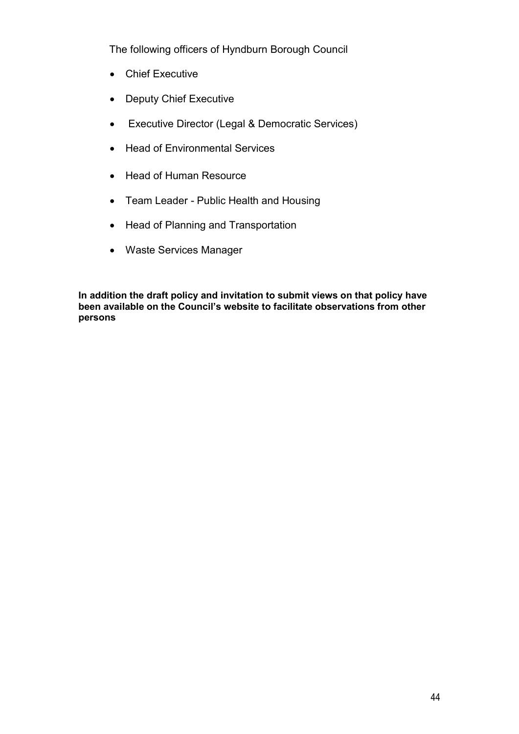The following officers of Hyndburn Borough Council

- Chief Executive
- Deputy Chief Executive
- Executive Director (Legal & Democratic Services)
- Head of Environmental Services
- Head of Human Resource
- Team Leader - Public Health and Housing
- Head of Planning and Transportation
- Waste Services Manager

**In addition the draft policy and invitation to submit views on that policy have been available on the Council's website to facilitate observations from other persons**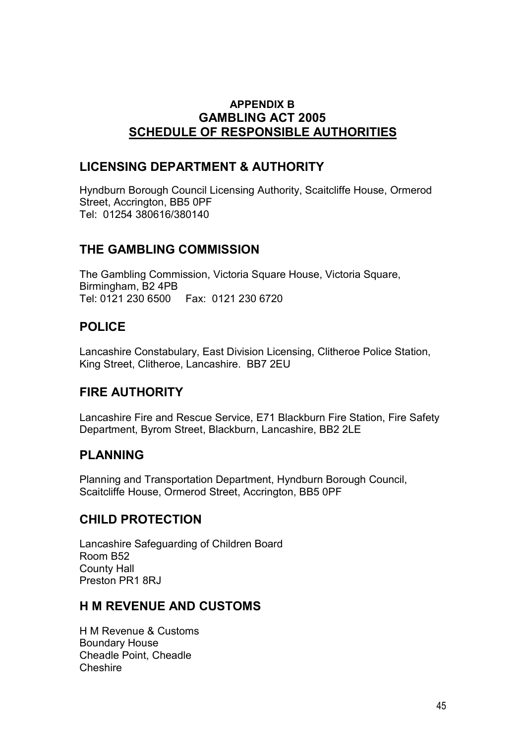**APPENDIX B**

# GAMBLING ACT 2005

# SCHEDULE OF RESPONSIBLE AUTHORITIES

## LICENSING DEPARTMENT & AUTHORITY

Hyndburn Borough Council Licensing Authority, Scaitcliffe House, Ormerod Street, Accrington, BB5 0PF
Tel: 01254 380616/380140

## THE GAMBLING COMMISSION

The Gambling Commission, Victoria Square House, Victoria Square, Birmingham, B2 4PB
Tel: 0121 230 6500 Fax: 0121 230 6720

## POLICE

Lancashire Constabulary, East Division Licensing, Clitheroe Police Station, King Street, Clitheroe, Lancashire. BB7 2EU

## FIRE AUTHORITY

Lancashire Fire and Rescue Service, E71 Blackburn Fire Station, Fire Safety Department, Byrom Street, Blackburn, Lancashire, BB2 2LE

## PLANNING

Planning and Transportation Department, Hyndburn Borough Council, Scaitcliffe House, Ormerod Street, Accrington, BB5 0PF

## CHILD PROTECTION

Lancashire Safeguarding of Children Board
Room B52
County Hall
Preston PR1 8RJ

## H M REVENUE AND CUSTOMS

H M Revenue & Customs
Boundary House
Cheadle Point, Cheadle
Cheshire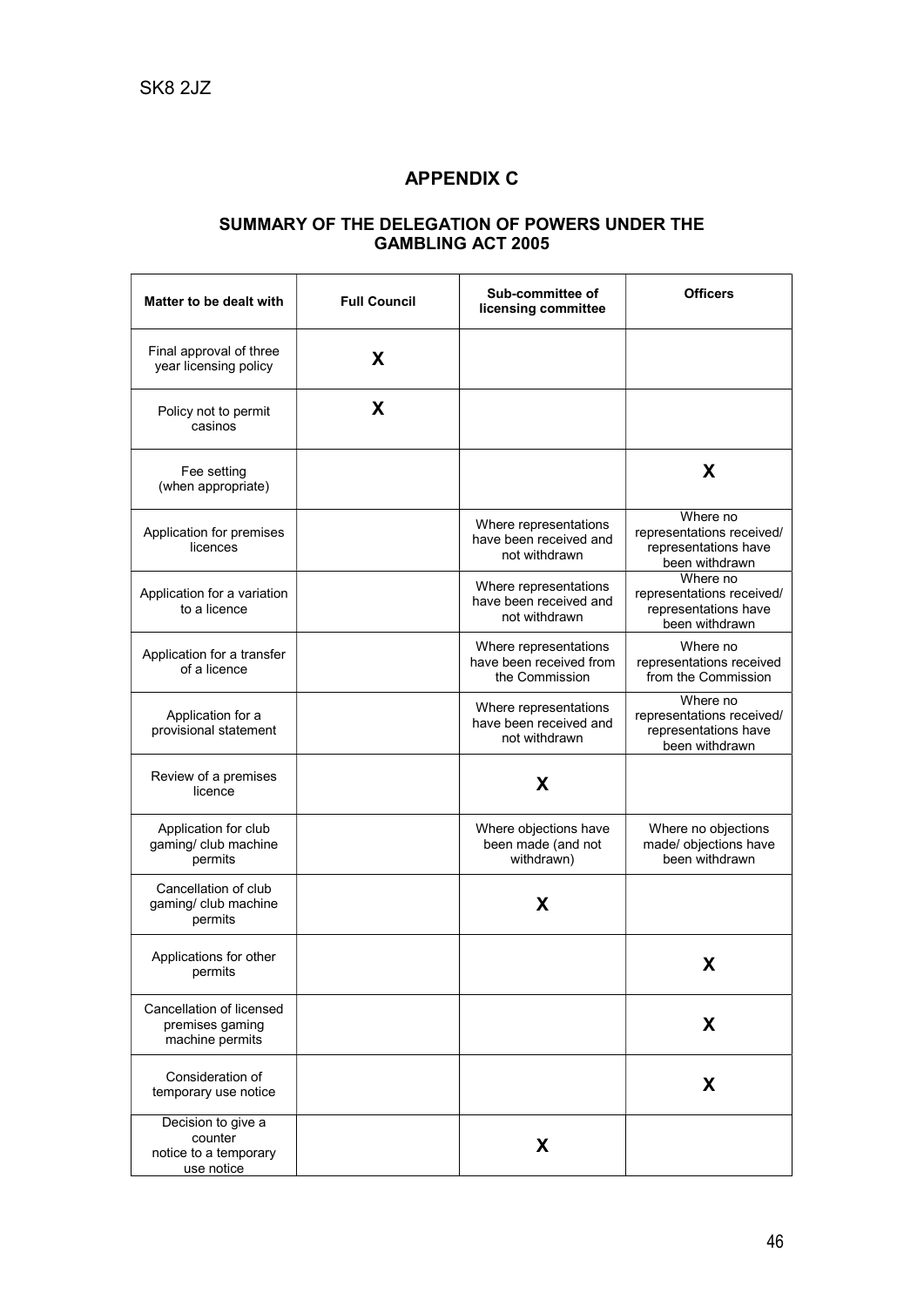SK8 2JZ

## APPENDIX C

### SUMMARY OF THE DELEGATION OF POWERS UNDER THE GAMBLING ACT 2005

| Matter to be dealt with | Full Council | Sub-committee of licensing committee | Officers |
|---|---|---|---|
| Final approval of three year licensing policy | X | | |
| Policy not to permit casinos | X | | |
| Fee setting (when appropriate) | | | X |
| Application for premises licences | | Where representations have been received and not withdrawn | Where no representations received/ representations have been withdrawn |
| Application for a variation to a licence | | Where representations have been received and not withdrawn | Where no representations received/ representations have been withdrawn |
| Application for a transfer of a licence | | Where representations have been received from the Commission | Where no representations received from the Commission |
| Application for a provisional statement | | Where representations have been received and not withdrawn | Where no representations received/ representations have been withdrawn |
| Review of a premises licence | | X | |
| Application for club gaming/ club machine permits | | Where objections have been made (and not withdrawn) | Where no objections made/ objections have been withdrawn |
| Cancellation of club gaming/ club machine permits | | X | |
| Applications for other permits | | | X |
| Cancellation of licensed premises gaming machine permits | | | X |
| Consideration of temporary use notice | | | X |
| Decision to give a counter notice to a temporary use notice | | X | |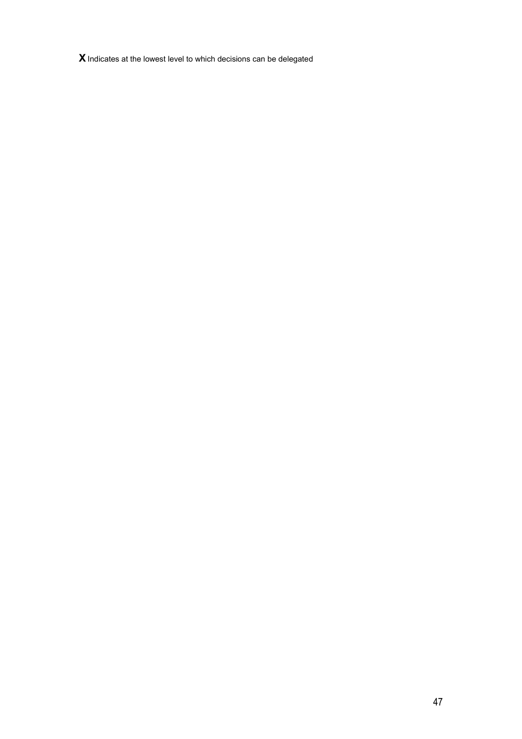**X** Indicates at the lowest level to which decisions can be delegated